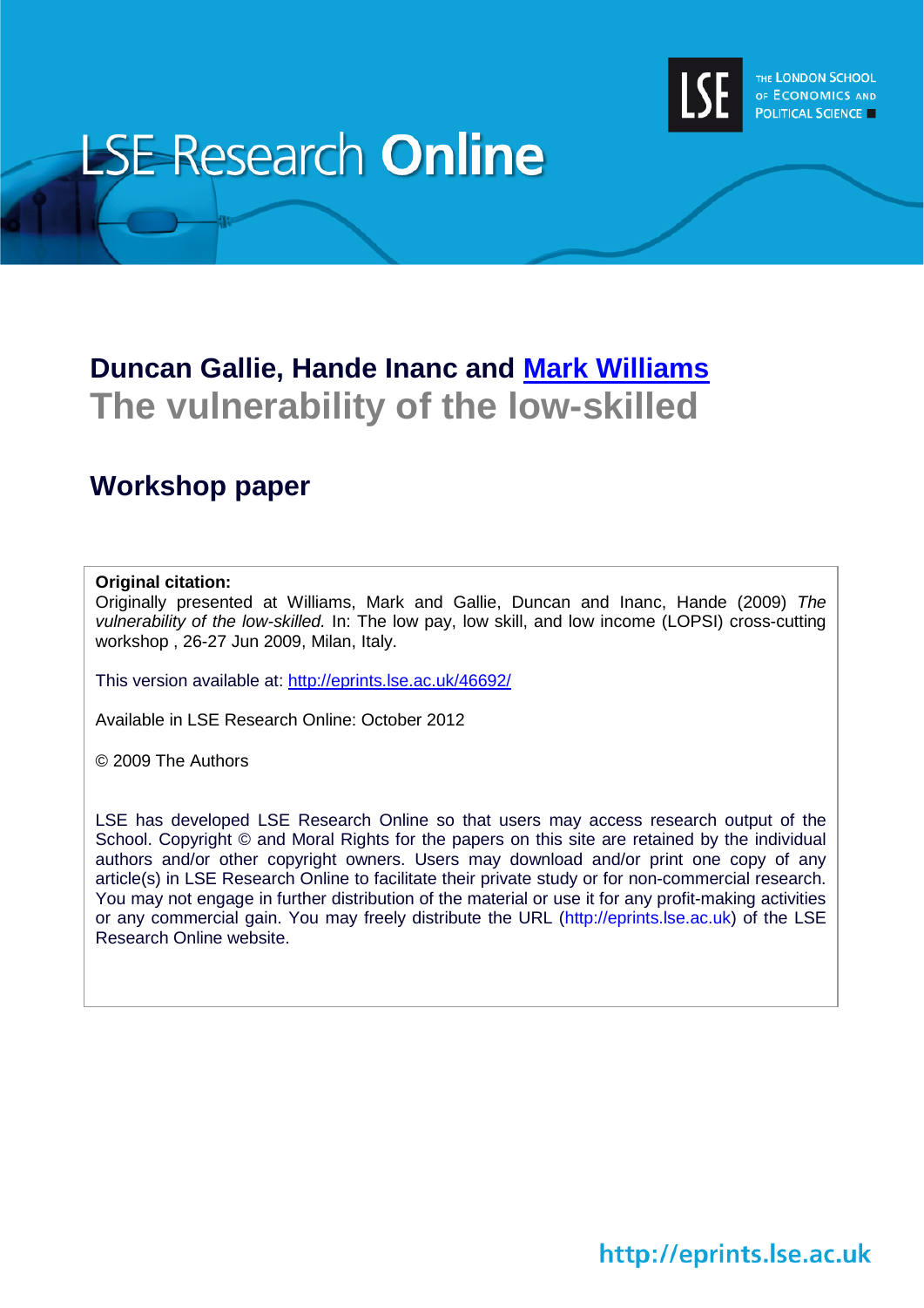# LSE Research Online

THE LONDON SCHOOL OF ECONOMICS AND POLITICAL SCIENCE

## Duncan Gallie, Hande Inanc and [Mark Williams](#)

## The vulnerability of the low-skilled

## Workshop paper

**Original citation:**
Originally presented at Williams, Mark and Gallie, Duncan and Inanc, Hande (2009) *The vulnerability of the low-skilled.* In: The low pay, low skill, and low income (LOPSI) cross-cutting workshop , 26-27 Jun 2009, Milan, Italy.

This version available at: http://eprints.lse.ac.uk/46692/

Available in LSE Research Online: October 2012

© 2009 The Authors

LSE has developed LSE Research Online so that users may access research output of the School. Copyright © and Moral Rights for the papers on this site are retained by the individual authors and/or other copyright owners. Users may download and/or print one copy of any article(s) in LSE Research Online to facilitate their private study or for non-commercial research. You may not engage in further distribution of the material or use it for any profit-making activities or any commercial gain. You may freely distribute the URL (http://eprints.lse.ac.uk) of the LSE Research Online website.

http://eprints.lse.ac.uk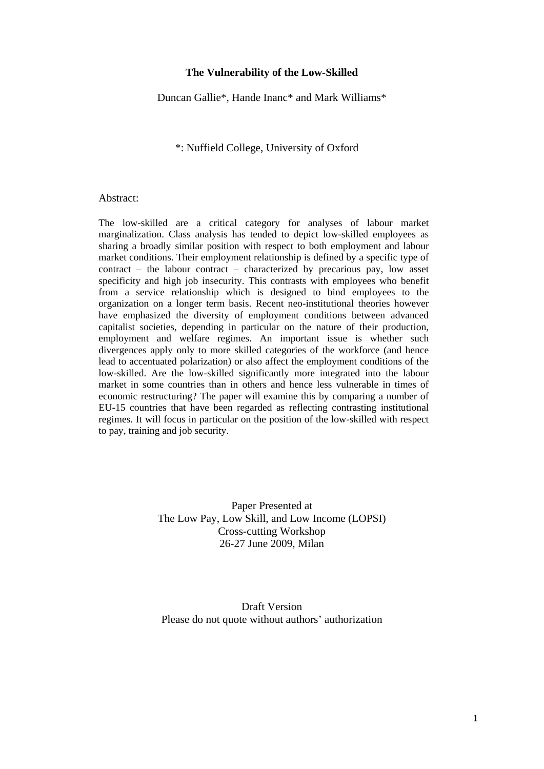**The Vulnerability of the Low-Skilled**

Duncan Gallie\*, Hande Inanc\* and Mark Williams\*

\*: Nuffield College, University of Oxford

Abstract:

The low-skilled are a critical category for analyses of labour market marginalization. Class analysis has tended to depict low-skilled employees as sharing a broadly similar position with respect to both employment and labour market conditions. Their employment relationship is defined by a specific type of contract – the labour contract – characterized by precarious pay, low asset specificity and high job insecurity. This contrasts with employees who benefit from a service relationship which is designed to bind employees to the organization on a longer term basis. Recent neo-institutional theories however have emphasized the diversity of employment conditions between advanced capitalist societies, depending in particular on the nature of their production, employment and welfare regimes. An important issue is whether such divergences apply only to more skilled categories of the workforce (and hence lead to accentuated polarization) or also affect the employment conditions of the low-skilled. Are the low-skilled significantly more integrated into the labour market in some countries than in others and hence less vulnerable in times of economic restructuring? The paper will examine this by comparing a number of EU-15 countries that have been regarded as reflecting contrasting institutional regimes. It will focus in particular on the position of the low-skilled with respect to pay, training and job security.

Paper Presented at
The Low Pay, Low Skill, and Low Income (LOPSI)
Cross-cutting Workshop
26-27 June 2009, Milan

Draft Version
Please do not quote without authors' authorization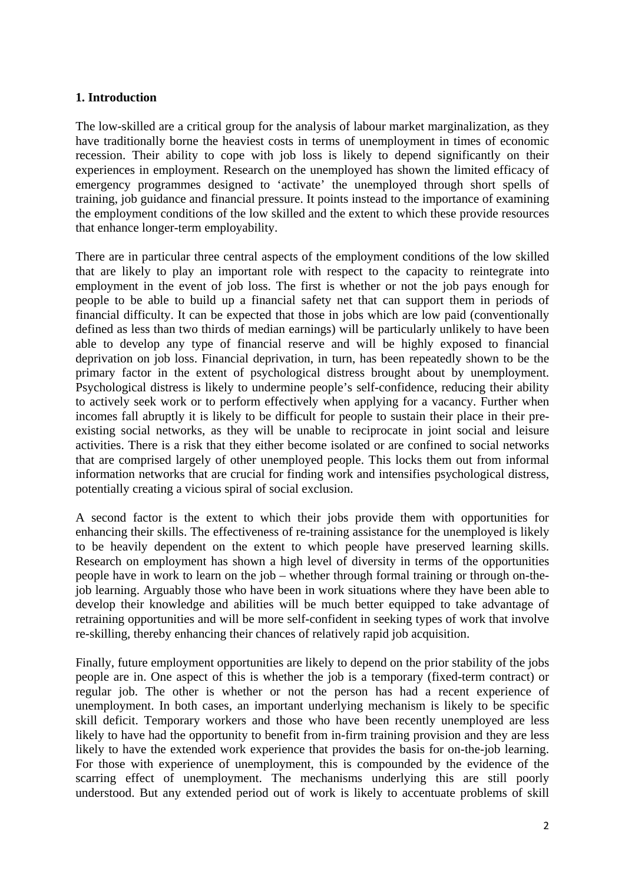## 1. Introduction

The low-skilled are a critical group for the analysis of labour market marginalization, as they have traditionally borne the heaviest costs in terms of unemployment in times of economic recession. Their ability to cope with job loss is likely to depend significantly on their experiences in employment. Research on the unemployed has shown the limited efficacy of emergency programmes designed to 'activate' the unemployed through short spells of training, job guidance and financial pressure. It points instead to the importance of examining the employment conditions of the low skilled and the extent to which these provide resources that enhance longer-term employability.

There are in particular three central aspects of the employment conditions of the low skilled that are likely to play an important role with respect to the capacity to reintegrate into employment in the event of job loss. The first is whether or not the job pays enough for people to be able to build up a financial safety net that can support them in periods of financial difficulty. It can be expected that those in jobs which are low paid (conventionally defined as less than two thirds of median earnings) will be particularly unlikely to have been able to develop any type of financial reserve and will be highly exposed to financial deprivation on job loss. Financial deprivation, in turn, has been repeatedly shown to be the primary factor in the extent of psychological distress brought about by unemployment. Psychological distress is likely to undermine people's self-confidence, reducing their ability to actively seek work or to perform effectively when applying for a vacancy. Further when incomes fall abruptly it is likely to be difficult for people to sustain their place in their pre-existing social networks, as they will be unable to reciprocate in joint social and leisure activities. There is a risk that they either become isolated or are confined to social networks that are comprised largely of other unemployed people. This locks them out from informal information networks that are crucial for finding work and intensifies psychological distress, potentially creating a vicious spiral of social exclusion.

A second factor is the extent to which their jobs provide them with opportunities for enhancing their skills. The effectiveness of re-training assistance for the unemployed is likely to be heavily dependent on the extent to which people have preserved learning skills. Research on employment has shown a high level of diversity in terms of the opportunities people have in work to learn on the job – whether through formal training or through on-the-job learning. Arguably those who have been in work situations where they have been able to develop their knowledge and abilities will be much better equipped to take advantage of retraining opportunities and will be more self-confident in seeking types of work that involve re-skilling, thereby enhancing their chances of relatively rapid job acquisition.

Finally, future employment opportunities are likely to depend on the prior stability of the jobs people are in. One aspect of this is whether the job is a temporary (fixed-term contract) or regular job. The other is whether or not the person has had a recent experience of unemployment. In both cases, an important underlying mechanism is likely to be specific skill deficit. Temporary workers and those who have been recently unemployed are less likely to have had the opportunity to benefit from in-firm training provision and they are less likely to have the extended work experience that provides the basis for on-the-job learning. For those with experience of unemployment, this is compounded by the evidence of the scarring effect of unemployment. The mechanisms underlying this are still poorly understood. But any extended period out of work is likely to accentuate problems of skill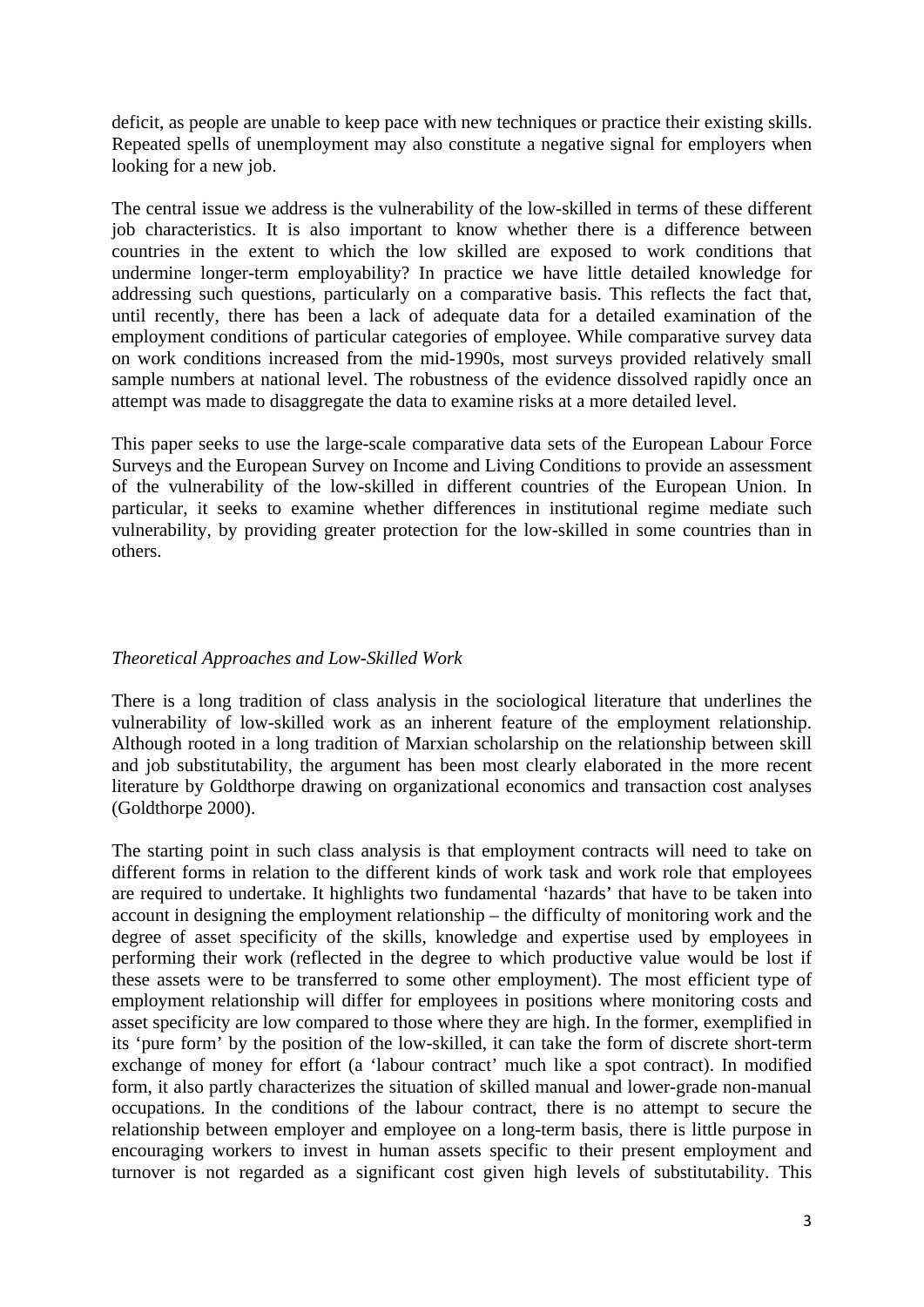deficit, as people are unable to keep pace with new techniques or practice their existing skills. Repeated spells of unemployment may also constitute a negative signal for employers when looking for a new job.

The central issue we address is the vulnerability of the low-skilled in terms of these different job characteristics. It is also important to know whether there is a difference between countries in the extent to which the low skilled are exposed to work conditions that undermine longer-term employability? In practice we have little detailed knowledge for addressing such questions, particularly on a comparative basis. This reflects the fact that, until recently, there has been a lack of adequate data for a detailed examination of the employment conditions of particular categories of employee. While comparative survey data on work conditions increased from the mid-1990s, most surveys provided relatively small sample numbers at national level. The robustness of the evidence dissolved rapidly once an attempt was made to disaggregate the data to examine risks at a more detailed level.

This paper seeks to use the large-scale comparative data sets of the European Labour Force Surveys and the European Survey on Income and Living Conditions to provide an assessment of the vulnerability of the low-skilled in different countries of the European Union. In particular, it seeks to examine whether differences in institutional regime mediate such vulnerability, by providing greater protection for the low-skilled in some countries than in others.

*Theoretical Approaches and Low-Skilled Work*

There is a long tradition of class analysis in the sociological literature that underlines the vulnerability of low-skilled work as an inherent feature of the employment relationship. Although rooted in a long tradition of Marxian scholarship on the relationship between skill and job substitutability, the argument has been most clearly elaborated in the more recent literature by Goldthorpe drawing on organizational economics and transaction cost analyses (Goldthorpe 2000).

The starting point in such class analysis is that employment contracts will need to take on different forms in relation to the different kinds of work task and work role that employees are required to undertake. It highlights two fundamental 'hazards' that have to be taken into account in designing the employment relationship – the difficulty of monitoring work and the degree of asset specificity of the skills, knowledge and expertise used by employees in performing their work (reflected in the degree to which productive value would be lost if these assets were to be transferred to some other employment). The most efficient type of employment relationship will differ for employees in positions where monitoring costs and asset specificity are low compared to those where they are high. In the former, exemplified in its 'pure form' by the position of the low-skilled, it can take the form of discrete short-term exchange of money for effort (a 'labour contract' much like a spot contract). In modified form, it also partly characterizes the situation of skilled manual and lower-grade non-manual occupations. In the conditions of the labour contract, there is no attempt to secure the relationship between employer and employee on a long-term basis, there is little purpose in encouraging workers to invest in human assets specific to their present employment and turnover is not regarded as a significant cost given high levels of substitutability. This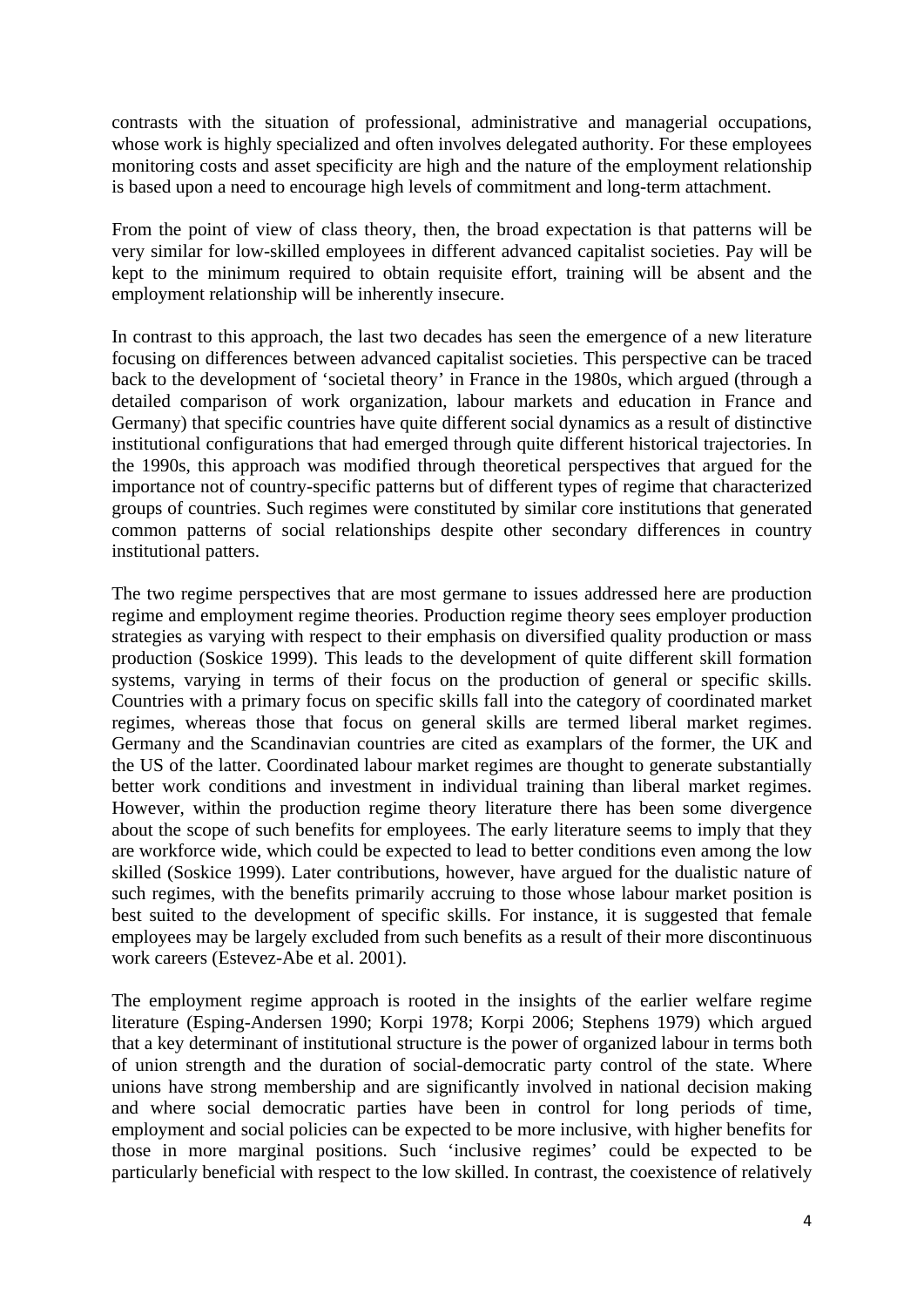contrasts with the situation of professional, administrative and managerial occupations, whose work is highly specialized and often involves delegated authority. For these employees monitoring costs and asset specificity are high and the nature of the employment relationship is based upon a need to encourage high levels of commitment and long-term attachment.

From the point of view of class theory, then, the broad expectation is that patterns will be very similar for low-skilled employees in different advanced capitalist societies. Pay will be kept to the minimum required to obtain requisite effort, training will be absent and the employment relationship will be inherently insecure.

In contrast to this approach, the last two decades has seen the emergence of a new literature focusing on differences between advanced capitalist societies. This perspective can be traced back to the development of 'societal theory' in France in the 1980s, which argued (through a detailed comparison of work organization, labour markets and education in France and Germany) that specific countries have quite different social dynamics as a result of distinctive institutional configurations that had emerged through quite different historical trajectories. In the 1990s, this approach was modified through theoretical perspectives that argued for the importance not of country-specific patterns but of different types of regime that characterized groups of countries. Such regimes were constituted by similar core institutions that generated common patterns of social relationships despite other secondary differences in country institutional patters.

The two regime perspectives that are most germane to issues addressed here are production regime and employment regime theories. Production regime theory sees employer production strategies as varying with respect to their emphasis on diversified quality production or mass production (Soskice 1999). This leads to the development of quite different skill formation systems, varying in terms of their focus on the production of general or specific skills. Countries with a primary focus on specific skills fall into the category of coordinated market regimes, whereas those that focus on general skills are termed liberal market regimes. Germany and the Scandinavian countries are cited as examplars of the former, the UK and the US of the latter. Coordinated labour market regimes are thought to generate substantially better work conditions and investment in individual training than liberal market regimes. However, within the production regime theory literature there has been some divergence about the scope of such benefits for employees. The early literature seems to imply that they are workforce wide, which could be expected to lead to better conditions even among the low skilled (Soskice 1999). Later contributions, however, have argued for the dualistic nature of such regimes, with the benefits primarily accruing to those whose labour market position is best suited to the development of specific skills. For instance, it is suggested that female employees may be largely excluded from such benefits as a result of their more discontinuous work careers (Estevez-Abe et al. 2001).

The employment regime approach is rooted in the insights of the earlier welfare regime literature (Esping-Andersen 1990; Korpi 1978; Korpi 2006; Stephens 1979) which argued that a key determinant of institutional structure is the power of organized labour in terms both of union strength and the duration of social-democratic party control of the state. Where unions have strong membership and are significantly involved in national decision making and where social democratic parties have been in control for long periods of time, employment and social policies can be expected to be more inclusive, with higher benefits for those in more marginal positions. Such 'inclusive regimes' could be expected to be particularly beneficial with respect to the low skilled. In contrast, the coexistence of relatively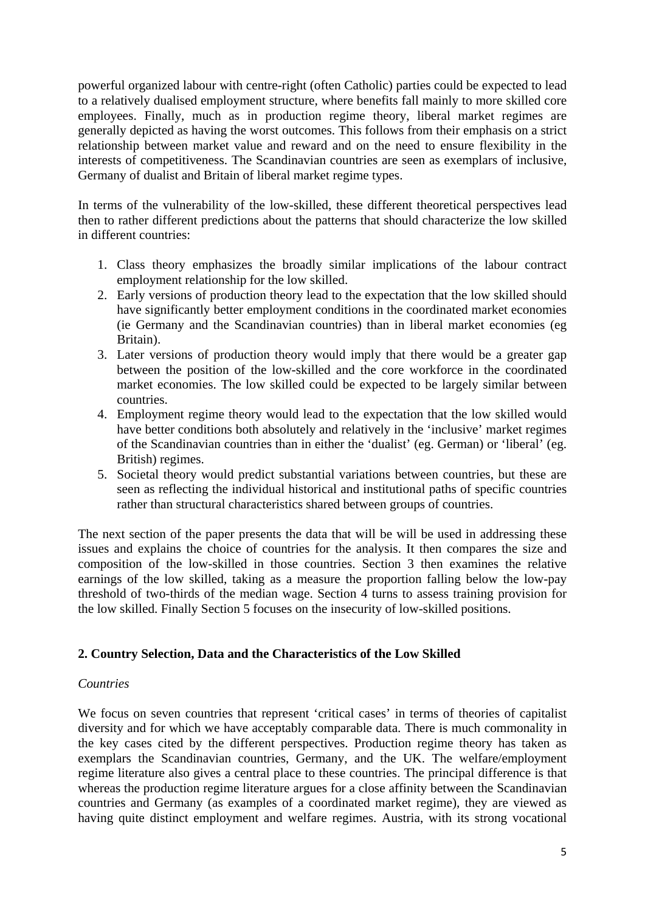powerful organized labour with centre-right (often Catholic) parties could be expected to lead to a relatively dualised employment structure, where benefits fall mainly to more skilled core employees. Finally, much as in production regime theory, liberal market regimes are generally depicted as having the worst outcomes. This follows from their emphasis on a strict relationship between market value and reward and on the need to ensure flexibility in the interests of competitiveness. The Scandinavian countries are seen as exemplars of inclusive, Germany of dualist and Britain of liberal market regime types.

In terms of the vulnerability of the low-skilled, these different theoretical perspectives lead then to rather different predictions about the patterns that should characterize the low skilled in different countries:

1. Class theory emphasizes the broadly similar implications of the labour contract employment relationship for the low skilled.
2. Early versions of production theory lead to the expectation that the low skilled should have significantly better employment conditions in the coordinated market economies (ie Germany and the Scandinavian countries) than in liberal market economies (eg Britain).
3. Later versions of production theory would imply that there would be a greater gap between the position of the low-skilled and the core workforce in the coordinated market economies. The low skilled could be expected to be largely similar between countries.
4. Employment regime theory would lead to the expectation that the low skilled would have better conditions both absolutely and relatively in the 'inclusive' market regimes of the Scandinavian countries than in either the 'dualist' (eg. German) or 'liberal' (eg. British) regimes.
5. Societal theory would predict substantial variations between countries, but these are seen as reflecting the individual historical and institutional paths of specific countries rather than structural characteristics shared between groups of countries.

The next section of the paper presents the data that will be will be used in addressing these issues and explains the choice of countries for the analysis. It then compares the size and composition of the low-skilled in those countries. Section 3 then examines the relative earnings of the low skilled, taking as a measure the proportion falling below the low-pay threshold of two-thirds of the median wage. Section 4 turns to assess training provision for the low skilled. Finally Section 5 focuses on the insecurity of low-skilled positions.

## 2. Country Selection, Data and the Characteristics of the Low Skilled

*Countries*

We focus on seven countries that represent 'critical cases' in terms of theories of capitalist diversity and for which we have acceptably comparable data. There is much commonality in the key cases cited by the different perspectives. Production regime theory has taken as exemplars the Scandinavian countries, Germany, and the UK. The welfare/employment regime literature also gives a central place to these countries. The principal difference is that whereas the production regime literature argues for a close affinity between the Scandinavian countries and Germany (as examples of a coordinated market regime), they are viewed as having quite distinct employment and welfare regimes. Austria, with its strong vocational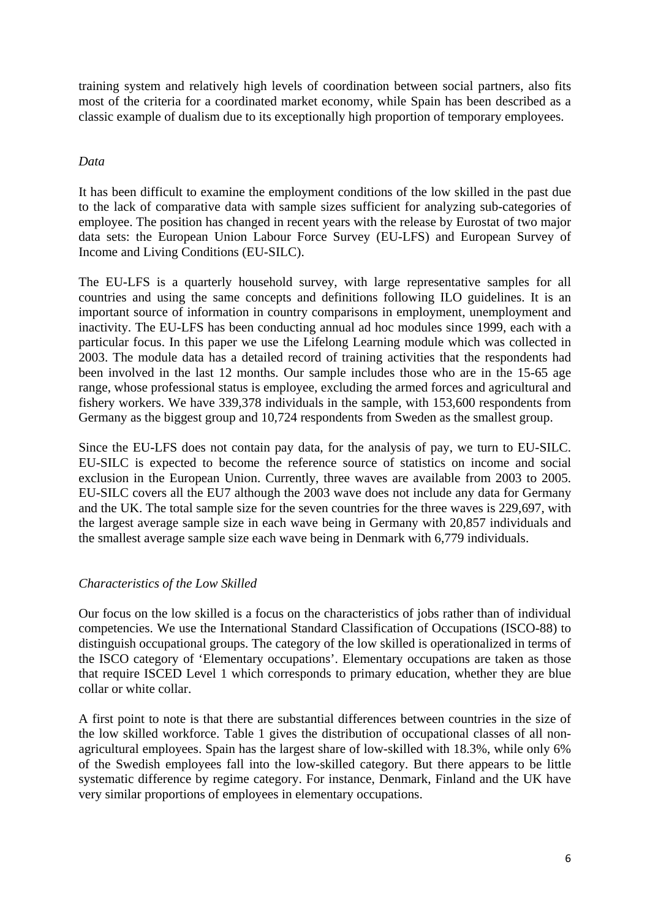training system and relatively high levels of coordination between social partners, also fits most of the criteria for a coordinated market economy, while Spain has been described as a classic example of dualism due to its exceptionally high proportion of temporary employees.

### *Data*

It has been difficult to examine the employment conditions of the low skilled in the past due to the lack of comparative data with sample sizes sufficient for analyzing sub-categories of employee. The position has changed in recent years with the release by Eurostat of two major data sets: the European Union Labour Force Survey (EU-LFS) and European Survey of Income and Living Conditions (EU-SILC).

The EU-LFS is a quarterly household survey, with large representative samples for all countries and using the same concepts and definitions following ILO guidelines. It is an important source of information in country comparisons in employment, unemployment and inactivity. The EU-LFS has been conducting annual ad hoc modules since 1999, each with a particular focus. In this paper we use the Lifelong Learning module which was collected in 2003. The module data has a detailed record of training activities that the respondents had been involved in the last 12 months. Our sample includes those who are in the 15-65 age range, whose professional status is employee, excluding the armed forces and agricultural and fishery workers. We have 339,378 individuals in the sample, with 153,600 respondents from Germany as the biggest group and 10,724 respondents from Sweden as the smallest group.

Since the EU-LFS does not contain pay data, for the analysis of pay, we turn to EU-SILC. EU-SILC is expected to become the reference source of statistics on income and social exclusion in the European Union. Currently, three waves are available from 2003 to 2005. EU-SILC covers all the EU7 although the 2003 wave does not include any data for Germany and the UK. The total sample size for the seven countries for the three waves is 229,697, with the largest average sample size in each wave being in Germany with 20,857 individuals and the smallest average sample size each wave being in Denmark with 6,779 individuals.

### *Characteristics of the Low Skilled*

Our focus on the low skilled is a focus on the characteristics of jobs rather than of individual competencies. We use the International Standard Classification of Occupations (ISCO-88) to distinguish occupational groups. The category of the low skilled is operationalized in terms of the ISCO category of 'Elementary occupations'. Elementary occupations are taken as those that require ISCED Level 1 which corresponds to primary education, whether they are blue collar or white collar.

A first point to note is that there are substantial differences between countries in the size of the low skilled workforce. Table 1 gives the distribution of occupational classes of all non-agricultural employees. Spain has the largest share of low-skilled with 18.3%, while only 6% of the Swedish employees fall into the low-skilled category. But there appears to be little systematic difference by regime category. For instance, Denmark, Finland and the UK have very similar proportions of employees in elementary occupations.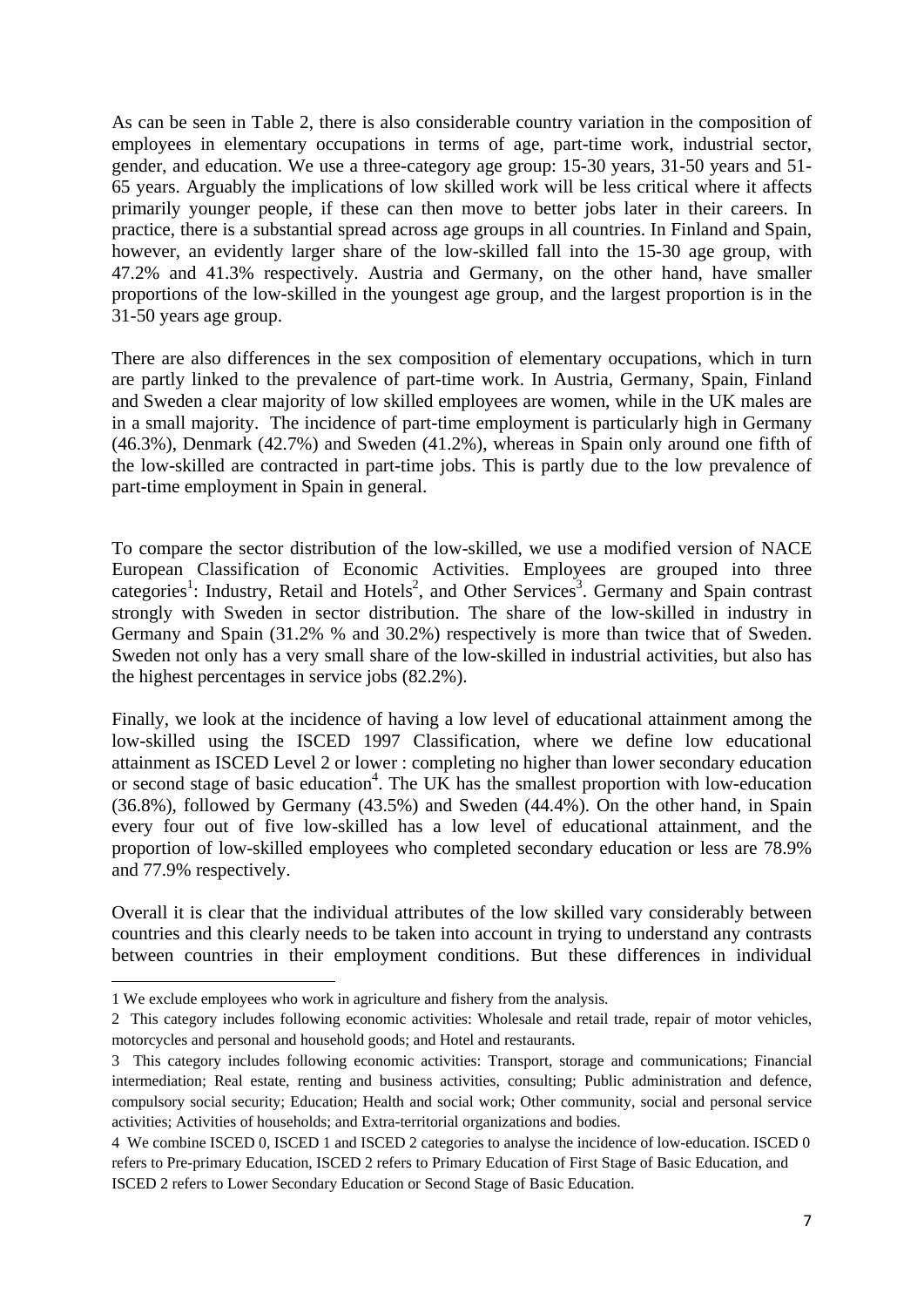As can be seen in Table 2, there is also considerable country variation in the composition of employees in elementary occupations in terms of age, part-time work, industrial sector, gender, and education. We use a three-category age group: 15-30 years, 31-50 years and 51-65 years. Arguably the implications of low skilled work will be less critical where it affects primarily younger people, if these can then move to better jobs later in their careers. In practice, there is a substantial spread across age groups in all countries. In Finland and Spain, however, an evidently larger share of the low-skilled fall into the 15-30 age group, with 47.2% and 41.3% respectively. Austria and Germany, on the other hand, have smaller proportions of the low-skilled in the youngest age group, and the largest proportion is in the 31-50 years age group.

There are also differences in the sex composition of elementary occupations, which in turn are partly linked to the prevalence of part-time work. In Austria, Germany, Spain, Finland and Sweden a clear majority of low skilled employees are women, while in the UK males are in a small majority. The incidence of part-time employment is particularly high in Germany (46.3%), Denmark (42.7%) and Sweden (41.2%), whereas in Spain only around one fifth of the low-skilled are contracted in part-time jobs. This is partly due to the low prevalence of part-time employment in Spain in general.

To compare the sector distribution of the low-skilled, we use a modified version of NACE European Classification of Economic Activities. Employees are grouped into three categories[1]: Industry, Retail and Hotels[2], and Other Services[3]. Germany and Spain contrast strongly with Sweden in sector distribution. The share of the low-skilled in industry in Germany and Spain (31.2% % and 30.2%) respectively is more than twice that of Sweden. Sweden not only has a very small share of the low-skilled in industrial activities, but also has the highest percentages in service jobs (82.2%).

Finally, we look at the incidence of having a low level of educational attainment among the low-skilled using the ISCED 1997 Classification, where we define low educational attainment as ISCED Level 2 or lower : completing no higher than lower secondary education or second stage of basic education[4]. The UK has the smallest proportion with low-education (36.8%), followed by Germany (43.5%) and Sweden (44.4%). On the other hand, in Spain every four out of five low-skilled has a low level of educational attainment, and the proportion of low-skilled employees who completed secondary education or less are 78.9% and 77.9% respectively.

Overall it is clear that the individual attributes of the low skilled vary considerably between countries and this clearly needs to be taken into account in trying to understand any contrasts between countries in their employment conditions. But these differences in individual

---

1 We exclude employees who work in agriculture and fishery from the analysis.

2 This category includes following economic activities: Wholesale and retail trade, repair of motor vehicles, motorcycles and personal and household goods; and Hotel and restaurants.

3 This category includes following economic activities: Transport, storage and communications; Financial intermediation; Real estate, renting and business activities, consulting; Public administration and defence, compulsory social security; Education; Health and social work; Other community, social and personal service activities; Activities of households; and Extra-territorial organizations and bodies.

4 We combine ISCED 0, ISCED 1 and ISCED 2 categories to analyse the incidence of low-education. ISCED 0 refers to Pre-primary Education, ISCED 2 refers to Primary Education of First Stage of Basic Education, and ISCED 2 refers to Lower Secondary Education or Second Stage of Basic Education.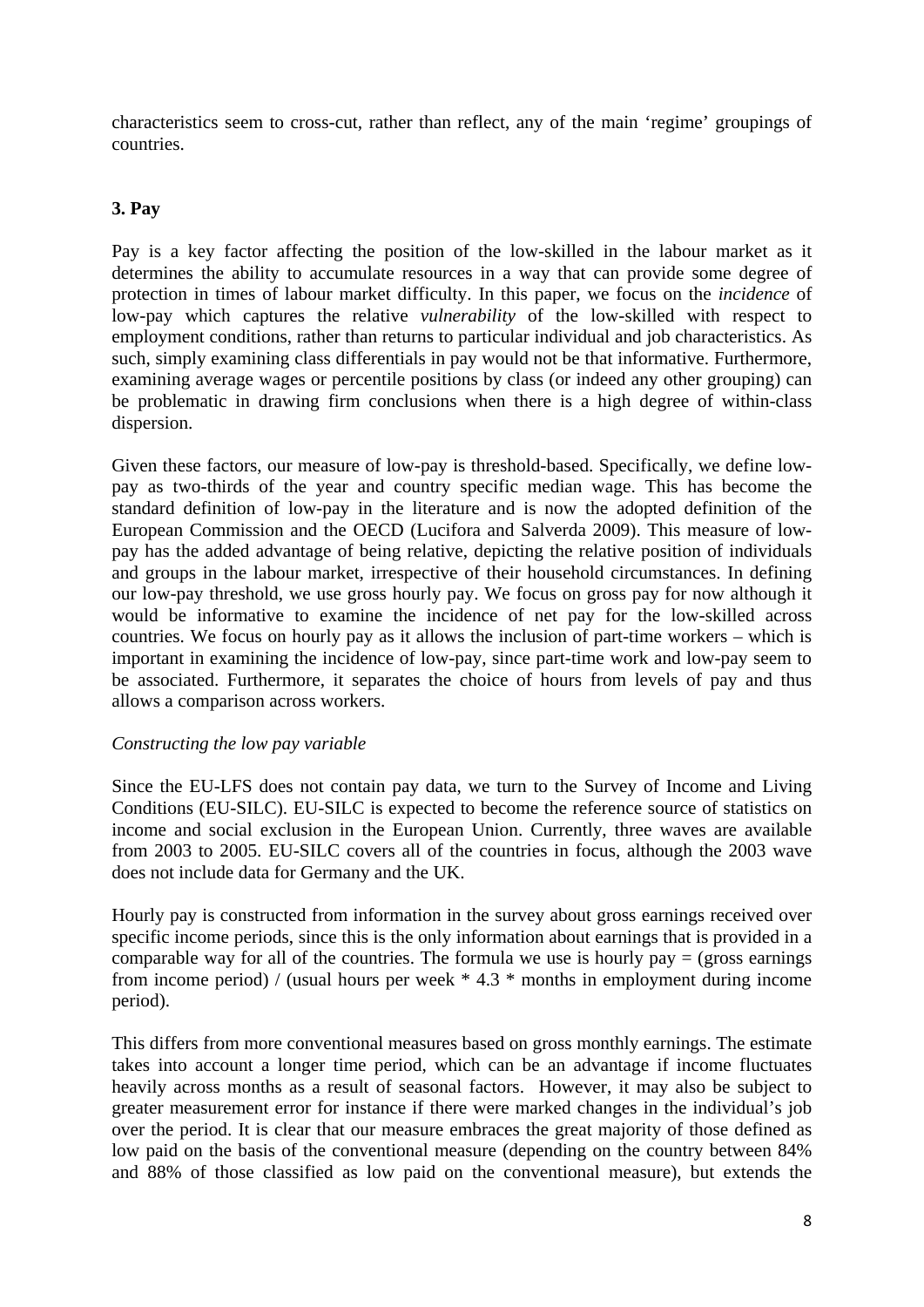characteristics seem to cross-cut, rather than reflect, any of the main 'regime' groupings of countries.

## 3. Pay

Pay is a key factor affecting the position of the low-skilled in the labour market as it determines the ability to accumulate resources in a way that can provide some degree of protection in times of labour market difficulty. In this paper, we focus on the *incidence* of low-pay which captures the relative *vulnerability* of the low-skilled with respect to employment conditions, rather than returns to particular individual and job characteristics. As such, simply examining class differentials in pay would not be that informative. Furthermore, examining average wages or percentile positions by class (or indeed any other grouping) can be problematic in drawing firm conclusions when there is a high degree of within-class dispersion.

Given these factors, our measure of low-pay is threshold-based. Specifically, we define low-pay as two-thirds of the year and country specific median wage. This has become the standard definition of low-pay in the literature and is now the adopted definition of the European Commission and the OECD (Lucifora and Salverda 2009). This measure of low-pay has the added advantage of being relative, depicting the relative position of individuals and groups in the labour market, irrespective of their household circumstances. In defining our low-pay threshold, we use gross hourly pay. We focus on gross pay for now although it would be informative to examine the incidence of net pay for the low-skilled across countries. We focus on hourly pay as it allows the inclusion of part-time workers – which is important in examining the incidence of low-pay, since part-time work and low-pay seem to be associated. Furthermore, it separates the choice of hours from levels of pay and thus allows a comparison across workers.

*Constructing the low pay variable*

Since the EU-LFS does not contain pay data, we turn to the Survey of Income and Living Conditions (EU-SILC). EU-SILC is expected to become the reference source of statistics on income and social exclusion in the European Union. Currently, three waves are available from 2003 to 2005. EU-SILC covers all of the countries in focus, although the 2003 wave does not include data for Germany and the UK.

Hourly pay is constructed from information in the survey about gross earnings received over specific income periods, since this is the only information about earnings that is provided in a comparable way for all of the countries. The formula we use is hourly pay = (gross earnings from income period) / (usual hours per week * 4.3 * months in employment during income period).

This differs from more conventional measures based on gross monthly earnings. The estimate takes into account a longer time period, which can be an advantage if income fluctuates heavily across months as a result of seasonal factors. However, it may also be subject to greater measurement error for instance if there were marked changes in the individual's job over the period. It is clear that our measure embraces the great majority of those defined as low paid on the basis of the conventional measure (depending on the country between 84% and 88% of those classified as low paid on the conventional measure), but extends the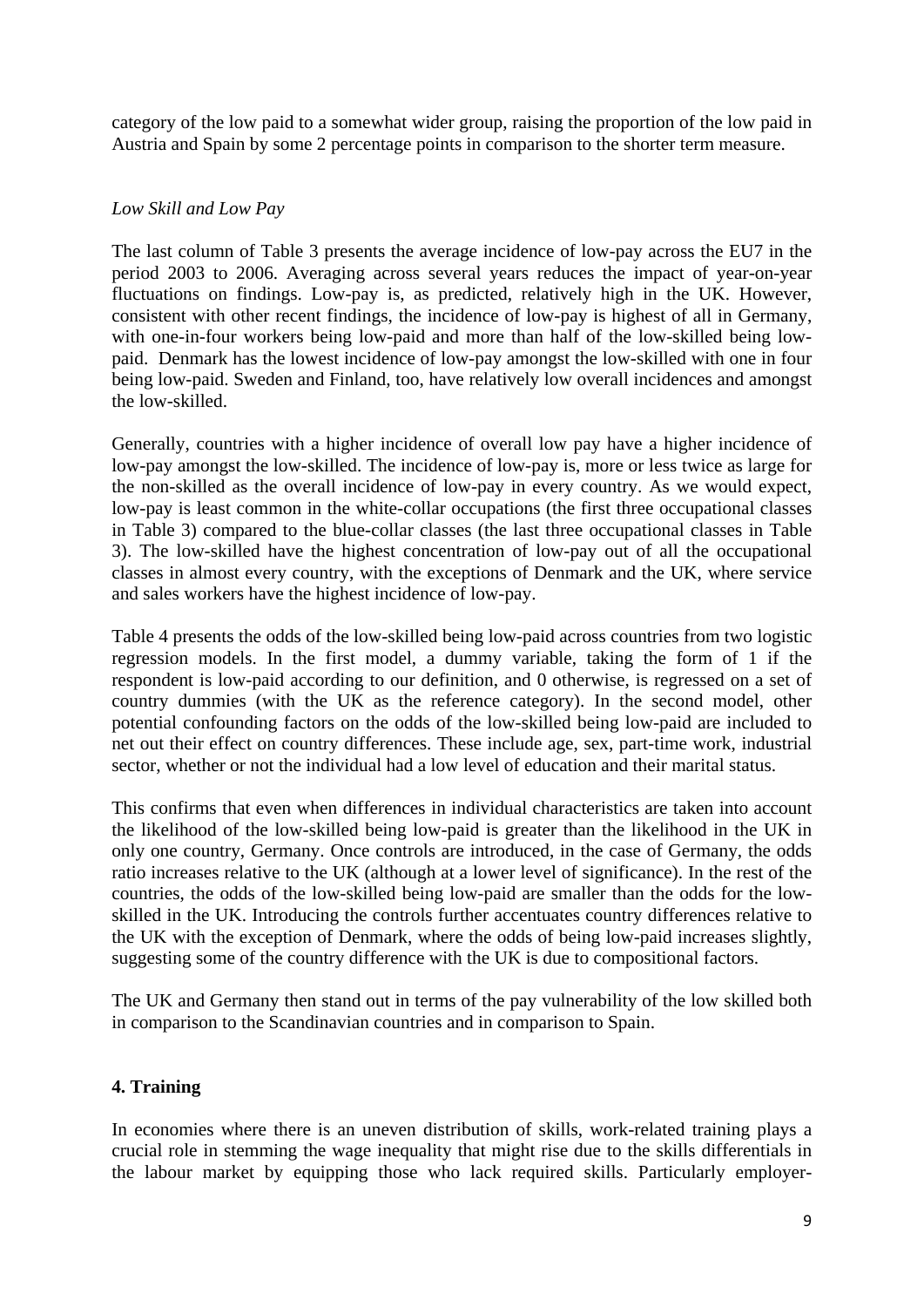category of the low paid to a somewhat wider group, raising the proportion of the low paid in Austria and Spain by some 2 percentage points in comparison to the shorter term measure.

*Low Skill and Low Pay*

The last column of Table 3 presents the average incidence of low-pay across the EU7 in the period 2003 to 2006. Averaging across several years reduces the impact of year-on-year fluctuations on findings. Low-pay is, as predicted, relatively high in the UK. However, consistent with other recent findings, the incidence of low-pay is highest of all in Germany, with one-in-four workers being low-paid and more than half of the low-skilled being low-paid. Denmark has the lowest incidence of low-pay amongst the low-skilled with one in four being low-paid. Sweden and Finland, too, have relatively low overall incidences and amongst the low-skilled.

Generally, countries with a higher incidence of overall low pay have a higher incidence of low-pay amongst the low-skilled. The incidence of low-pay is, more or less twice as large for the non-skilled as the overall incidence of low-pay in every country. As we would expect, low-pay is least common in the white-collar occupations (the first three occupational classes in Table 3) compared to the blue-collar classes (the last three occupational classes in Table 3). The low-skilled have the highest concentration of low-pay out of all the occupational classes in almost every country, with the exceptions of Denmark and the UK, where service and sales workers have the highest incidence of low-pay.

Table 4 presents the odds of the low-skilled being low-paid across countries from two logistic regression models. In the first model, a dummy variable, taking the form of 1 if the respondent is low-paid according to our definition, and 0 otherwise, is regressed on a set of country dummies (with the UK as the reference category). In the second model, other potential confounding factors on the odds of the low-skilled being low-paid are included to net out their effect on country differences. These include age, sex, part-time work, industrial sector, whether or not the individual had a low level of education and their marital status.

This confirms that even when differences in individual characteristics are taken into account the likelihood of the low-skilled being low-paid is greater than the likelihood in the UK in only one country, Germany. Once controls are introduced, in the case of Germany, the odds ratio increases relative to the UK (although at a lower level of significance). In the rest of the countries, the odds of the low-skilled being low-paid are smaller than the odds for the low-skilled in the UK. Introducing the controls further accentuates country differences relative to the UK with the exception of Denmark, where the odds of being low-paid increases slightly, suggesting some of the country difference with the UK is due to compositional factors.

The UK and Germany then stand out in terms of the pay vulnerability of the low skilled both in comparison to the Scandinavian countries and in comparison to Spain.

## 4. Training

In economies where there is an uneven distribution of skills, work-related training plays a crucial role in stemming the wage inequality that might rise due to the skills differentials in the labour market by equipping those who lack required skills. Particularly employer-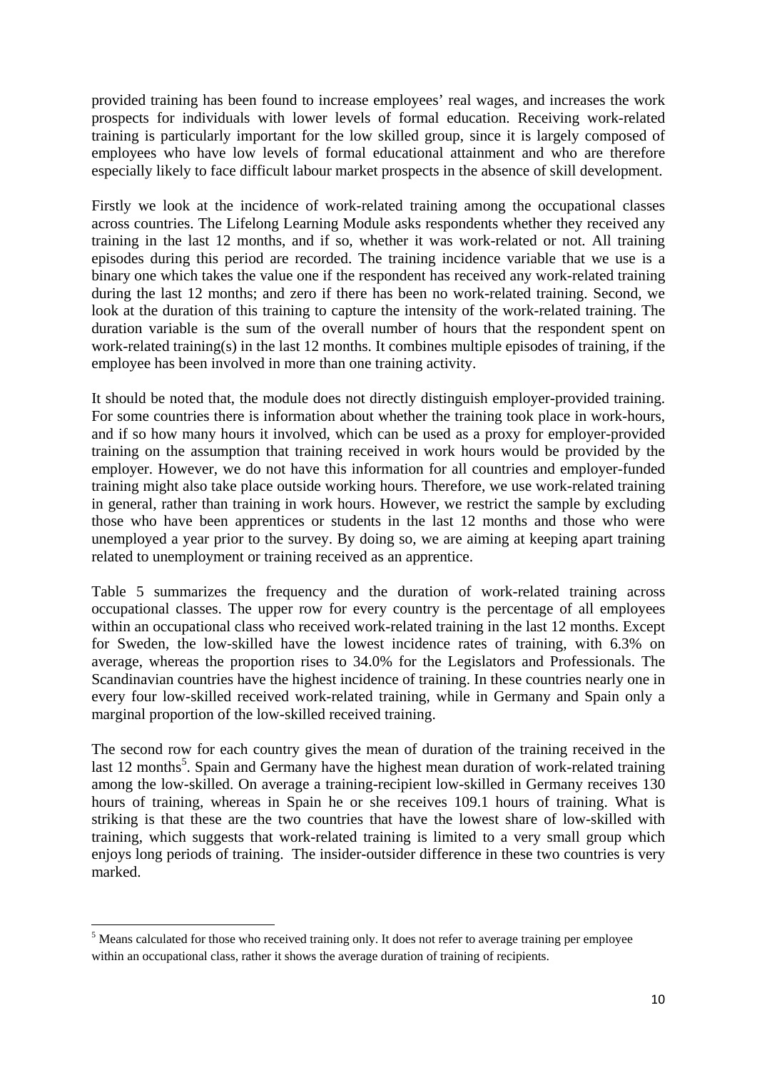provided training has been found to increase employees' real wages, and increases the work prospects for individuals with lower levels of formal education. Receiving work-related training is particularly important for the low skilled group, since it is largely composed of employees who have low levels of formal educational attainment and who are therefore especially likely to face difficult labour market prospects in the absence of skill development.

Firstly we look at the incidence of work-related training among the occupational classes across countries. The Lifelong Learning Module asks respondents whether they received any training in the last 12 months, and if so, whether it was work-related or not. All training episodes during this period are recorded. The training incidence variable that we use is a binary one which takes the value one if the respondent has received any work-related training during the last 12 months; and zero if there has been no work-related training. Second, we look at the duration of this training to capture the intensity of the work-related training. The duration variable is the sum of the overall number of hours that the respondent spent on work-related training(s) in the last 12 months. It combines multiple episodes of training, if the employee has been involved in more than one training activity.

It should be noted that, the module does not directly distinguish employer-provided training. For some countries there is information about whether the training took place in work-hours, and if so how many hours it involved, which can be used as a proxy for employer-provided training on the assumption that training received in work hours would be provided by the employer. However, we do not have this information for all countries and employer-funded training might also take place outside working hours. Therefore, we use work-related training in general, rather than training in work hours. However, we restrict the sample by excluding those who have been apprentices or students in the last 12 months and those who were unemployed a year prior to the survey. By doing so, we are aiming at keeping apart training related to unemployment or training received as an apprentice.

Table 5 summarizes the frequency and the duration of work-related training across occupational classes. The upper row for every country is the percentage of all employees within an occupational class who received work-related training in the last 12 months. Except for Sweden, the low-skilled have the lowest incidence rates of training, with 6.3% on average, whereas the proportion rises to 34.0% for the Legislators and Professionals. The Scandinavian countries have the highest incidence of training. In these countries nearly one in every four low-skilled received work-related training, while in Germany and Spain only a marginal proportion of the low-skilled received training.

The second row for each country gives the mean of duration of the training received in the last 12 months[5]. Spain and Germany have the highest mean duration of work-related training among the low-skilled. On average a training-recipient low-skilled in Germany receives 130 hours of training, whereas in Spain he or she receives 109.1 hours of training. What is striking is that these are the two countries that have the lowest share of low-skilled with training, which suggests that work-related training is limited to a very small group which enjoys long periods of training. The insider-outsider difference in these two countries is very marked.

[5] Means calculated for those who received training only. It does not refer to average training per employee within an occupational class, rather it shows the average duration of training of recipients.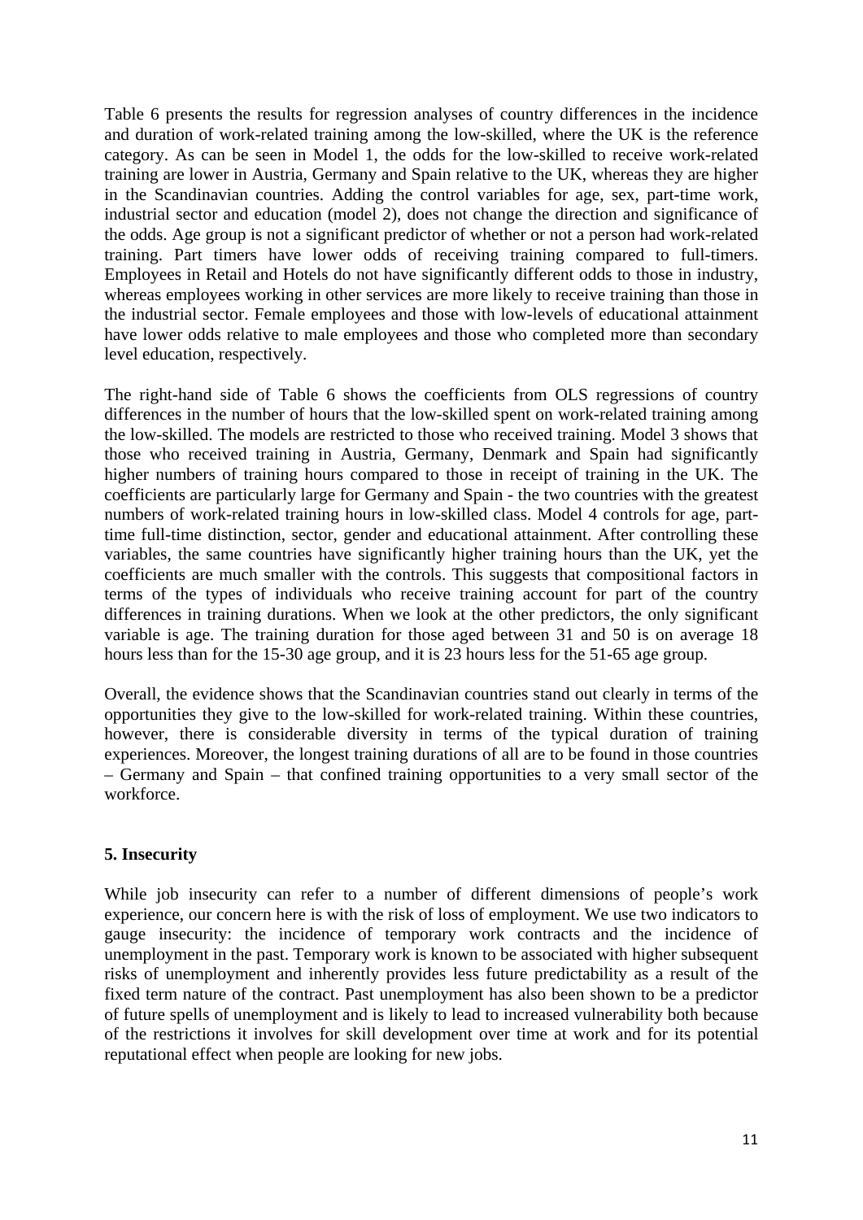Table 6 presents the results for regression analyses of country differences in the incidence and duration of work-related training among the low-skilled, where the UK is the reference category. As can be seen in Model 1, the odds for the low-skilled to receive work-related training are lower in Austria, Germany and Spain relative to the UK, whereas they are higher in the Scandinavian countries. Adding the control variables for age, sex, part-time work, industrial sector and education (model 2), does not change the direction and significance of the odds. Age group is not a significant predictor of whether or not a person had work-related training. Part timers have lower odds of receiving training compared to full-timers. Employees in Retail and Hotels do not have significantly different odds to those in industry, whereas employees working in other services are more likely to receive training than those in the industrial sector. Female employees and those with low-levels of educational attainment have lower odds relative to male employees and those who completed more than secondary level education, respectively.

The right-hand side of Table 6 shows the coefficients from OLS regressions of country differences in the number of hours that the low-skilled spent on work-related training among the low-skilled. The models are restricted to those who received training. Model 3 shows that those who received training in Austria, Germany, Denmark and Spain had significantly higher numbers of training hours compared to those in receipt of training in the UK. The coefficients are particularly large for Germany and Spain - the two countries with the greatest numbers of work-related training hours in low-skilled class. Model 4 controls for age, part-time full-time distinction, sector, gender and educational attainment. After controlling these variables, the same countries have significantly higher training hours than the UK, yet the coefficients are much smaller with the controls. This suggests that compositional factors in terms of the types of individuals who receive training account for part of the country differences in training durations. When we look at the other predictors, the only significant variable is age. The training duration for those aged between 31 and 50 is on average 18 hours less than for the 15-30 age group, and it is 23 hours less for the 51-65 age group.

Overall, the evidence shows that the Scandinavian countries stand out clearly in terms of the opportunities they give to the low-skilled for work-related training. Within these countries, however, there is considerable diversity in terms of the typical duration of training experiences. Moreover, the longest training durations of all are to be found in those countries – Germany and Spain – that confined training opportunities to a very small sector of the workforce.

## 5. Insecurity

While job insecurity can refer to a number of different dimensions of people's work experience, our concern here is with the risk of loss of employment. We use two indicators to gauge insecurity: the incidence of temporary work contracts and the incidence of unemployment in the past. Temporary work is known to be associated with higher subsequent risks of unemployment and inherently provides less future predictability as a result of the fixed term nature of the contract. Past unemployment has also been shown to be a predictor of future spells of unemployment and is likely to lead to increased vulnerability both because of the restrictions it involves for skill development over time at work and for its potential reputational effect when people are looking for new jobs.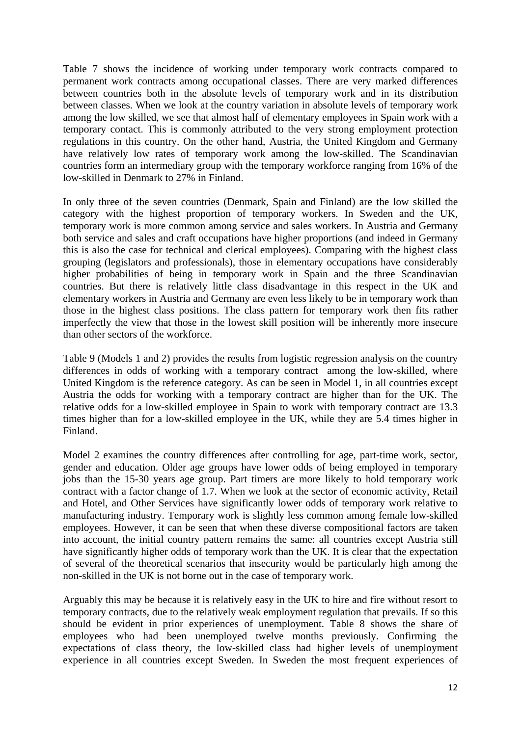Table 7 shows the incidence of working under temporary work contracts compared to permanent work contracts among occupational classes. There are very marked differences between countries both in the absolute levels of temporary work and in its distribution between classes. When we look at the country variation in absolute levels of temporary work among the low skilled, we see that almost half of elementary employees in Spain work with a temporary contact. This is commonly attributed to the very strong employment protection regulations in this country. On the other hand, Austria, the United Kingdom and Germany have relatively low rates of temporary work among the low-skilled. The Scandinavian countries form an intermediary group with the temporary workforce ranging from 16% of the low-skilled in Denmark to 27% in Finland.

In only three of the seven countries (Denmark, Spain and Finland) are the low skilled the category with the highest proportion of temporary workers. In Sweden and the UK, temporary work is more common among service and sales workers. In Austria and Germany both service and sales and craft occupations have higher proportions (and indeed in Germany this is also the case for technical and clerical employees). Comparing with the highest class grouping (legislators and professionals), those in elementary occupations have considerably higher probabilities of being in temporary work in Spain and the three Scandinavian countries. But there is relatively little class disadvantage in this respect in the UK and elementary workers in Austria and Germany are even less likely to be in temporary work than those in the highest class positions. The class pattern for temporary work then fits rather imperfectly the view that those in the lowest skill position will be inherently more insecure than other sectors of the workforce.

Table 9 (Models 1 and 2) provides the results from logistic regression analysis on the country differences in odds of working with a temporary contract among the low-skilled, where United Kingdom is the reference category. As can be seen in Model 1, in all countries except Austria the odds for working with a temporary contract are higher than for the UK. The relative odds for a low-skilled employee in Spain to work with temporary contract are 13.3 times higher than for a low-skilled employee in the UK, while they are 5.4 times higher in Finland.

Model 2 examines the country differences after controlling for age, part-time work, sector, gender and education. Older age groups have lower odds of being employed in temporary jobs than the 15-30 years age group. Part timers are more likely to hold temporary work contract with a factor change of 1.7. When we look at the sector of economic activity, Retail and Hotel, and Other Services have significantly lower odds of temporary work relative to manufacturing industry. Temporary work is slightly less common among female low-skilled employees. However, it can be seen that when these diverse compositional factors are taken into account, the initial country pattern remains the same: all countries except Austria still have significantly higher odds of temporary work than the UK. It is clear that the expectation of several of the theoretical scenarios that insecurity would be particularly high among the non-skilled in the UK is not borne out in the case of temporary work.

Arguably this may be because it is relatively easy in the UK to hire and fire without resort to temporary contracts, due to the relatively weak employment regulation that prevails. If so this should be evident in prior experiences of unemployment. Table 8 shows the share of employees who had been unemployed twelve months previously. Confirming the expectations of class theory, the low-skilled class had higher levels of unemployment experience in all countries except Sweden. In Sweden the most frequent experiences of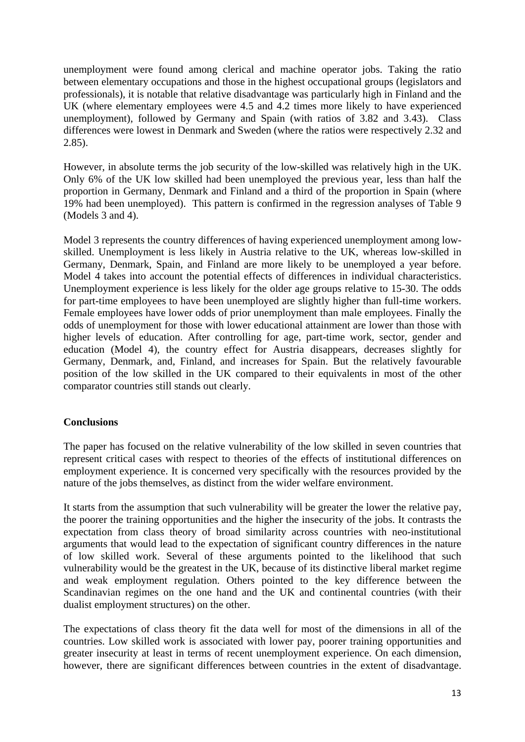unemployment were found among clerical and machine operator jobs. Taking the ratio between elementary occupations and those in the highest occupational groups (legislators and professionals), it is notable that relative disadvantage was particularly high in Finland and the UK (where elementary employees were 4.5 and 4.2 times more likely to have experienced unemployment), followed by Germany and Spain (with ratios of 3.82 and 3.43). Class differences were lowest in Denmark and Sweden (where the ratios were respectively 2.32 and 2.85).

However, in absolute terms the job security of the low-skilled was relatively high in the UK. Only 6% of the UK low skilled had been unemployed the previous year, less than half the proportion in Germany, Denmark and Finland and a third of the proportion in Spain (where 19% had been unemployed). This pattern is confirmed in the regression analyses of Table 9 (Models 3 and 4).

Model 3 represents the country differences of having experienced unemployment among low-skilled. Unemployment is less likely in Austria relative to the UK, whereas low-skilled in Germany, Denmark, Spain, and Finland are more likely to be unemployed a year before. Model 4 takes into account the potential effects of differences in individual characteristics. Unemployment experience is less likely for the older age groups relative to 15-30. The odds for part-time employees to have been unemployed are slightly higher than full-time workers. Female employees have lower odds of prior unemployment than male employees. Finally the odds of unemployment for those with lower educational attainment are lower than those with higher levels of education. After controlling for age, part-time work, sector, gender and education (Model 4), the country effect for Austria disappears, decreases slightly for Germany, Denmark, and, Finland, and increases for Spain. But the relatively favourable position of the low skilled in the UK compared to their equivalents in most of the other comparator countries still stands out clearly.

## Conclusions

The paper has focused on the relative vulnerability of the low skilled in seven countries that represent critical cases with respect to theories of the effects of institutional differences on employment experience. It is concerned very specifically with the resources provided by the nature of the jobs themselves, as distinct from the wider welfare environment.

It starts from the assumption that such vulnerability will be greater the lower the relative pay, the poorer the training opportunities and the higher the insecurity of the jobs. It contrasts the expectation from class theory of broad similarity across countries with neo-institutional arguments that would lead to the expectation of significant country differences in the nature of low skilled work. Several of these arguments pointed to the likelihood that such vulnerability would be the greatest in the UK, because of its distinctive liberal market regime and weak employment regulation. Others pointed to the key difference between the Scandinavian regimes on the one hand and the UK and continental countries (with their dualist employment structures) on the other.

The expectations of class theory fit the data well for most of the dimensions in all of the countries. Low skilled work is associated with lower pay, poorer training opportunities and greater insecurity at least in terms of recent unemployment experience. On each dimension, however, there are significant differences between countries in the extent of disadvantage.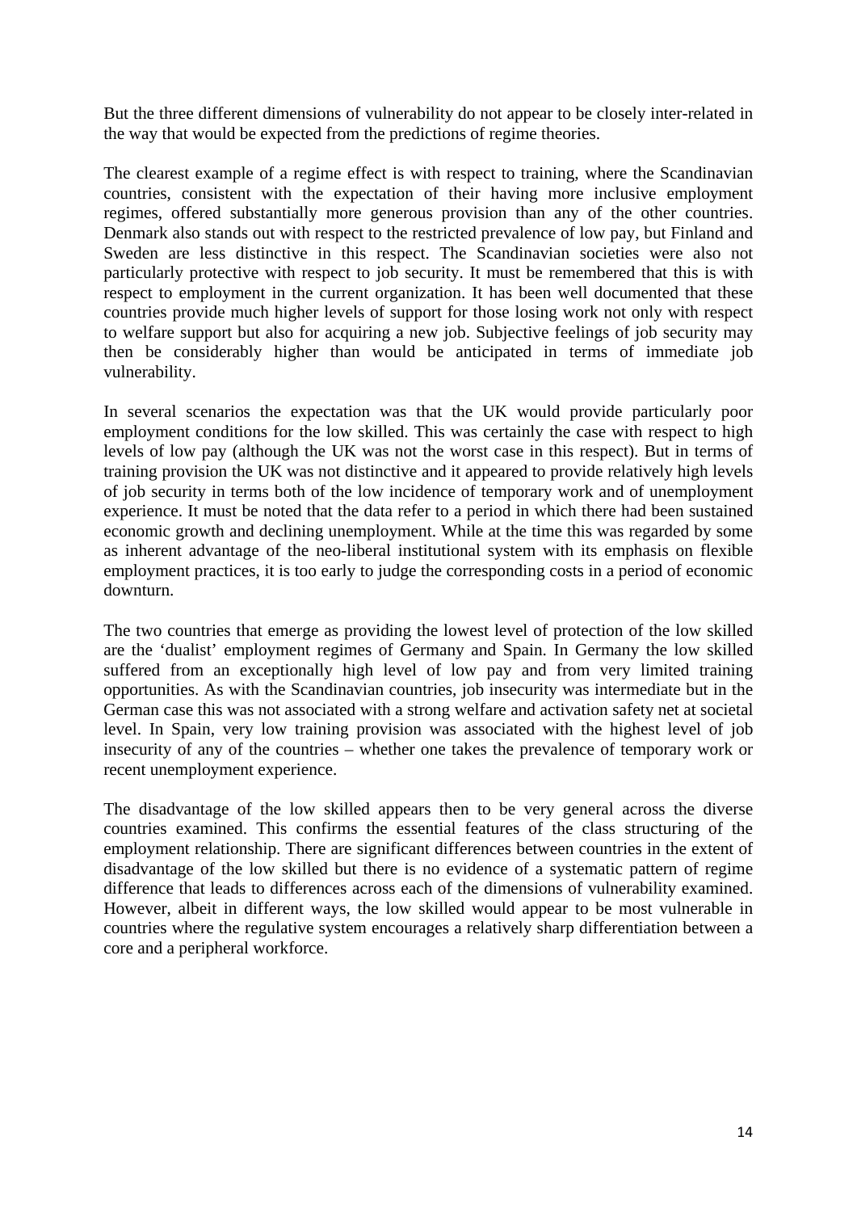But the three different dimensions of vulnerability do not appear to be closely inter-related in the way that would be expected from the predictions of regime theories.

The clearest example of a regime effect is with respect to training, where the Scandinavian countries, consistent with the expectation of their having more inclusive employment regimes, offered substantially more generous provision than any of the other countries. Denmark also stands out with respect to the restricted prevalence of low pay, but Finland and Sweden are less distinctive in this respect. The Scandinavian societies were also not particularly protective with respect to job security. It must be remembered that this is with respect to employment in the current organization. It has been well documented that these countries provide much higher levels of support for those losing work not only with respect to welfare support but also for acquiring a new job. Subjective feelings of job security may then be considerably higher than would be anticipated in terms of immediate job vulnerability.

In several scenarios the expectation was that the UK would provide particularly poor employment conditions for the low skilled. This was certainly the case with respect to high levels of low pay (although the UK was not the worst case in this respect). But in terms of training provision the UK was not distinctive and it appeared to provide relatively high levels of job security in terms both of the low incidence of temporary work and of unemployment experience. It must be noted that the data refer to a period in which there had been sustained economic growth and declining unemployment. While at the time this was regarded by some as inherent advantage of the neo-liberal institutional system with its emphasis on flexible employment practices, it is too early to judge the corresponding costs in a period of economic downturn.

The two countries that emerge as providing the lowest level of protection of the low skilled are the 'dualist' employment regimes of Germany and Spain. In Germany the low skilled suffered from an exceptionally high level of low pay and from very limited training opportunities. As with the Scandinavian countries, job insecurity was intermediate but in the German case this was not associated with a strong welfare and activation safety net at societal level. In Spain, very low training provision was associated with the highest level of job insecurity of any of the countries – whether one takes the prevalence of temporary work or recent unemployment experience.

The disadvantage of the low skilled appears then to be very general across the diverse countries examined. This confirms the essential features of the class structuring of the employment relationship. There are significant differences between countries in the extent of disadvantage of the low skilled but there is no evidence of a systematic pattern of regime difference that leads to differences across each of the dimensions of vulnerability examined. However, albeit in different ways, the low skilled would appear to be most vulnerable in countries where the regulative system encourages a relatively sharp differentiation between a core and a peripheral workforce.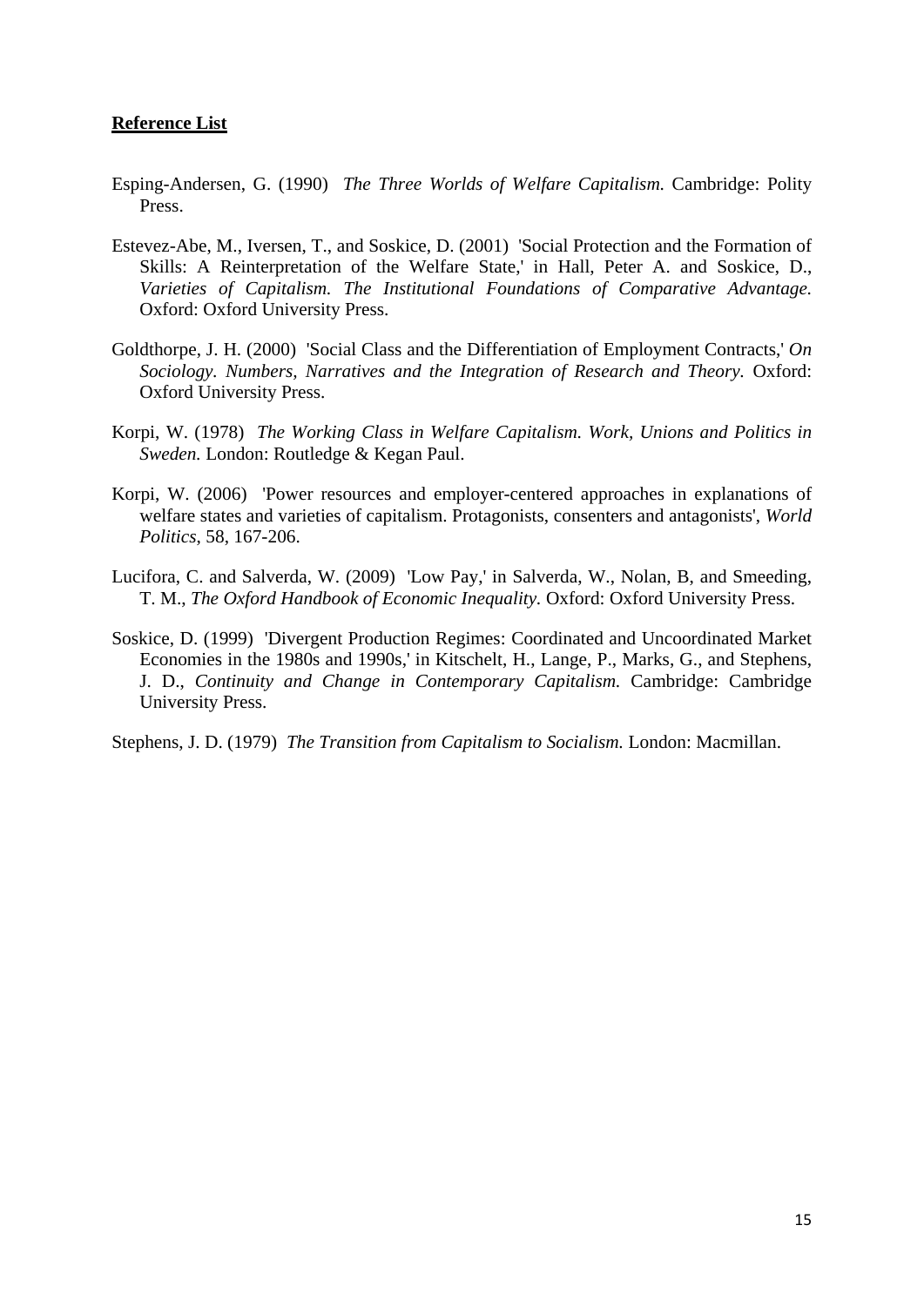**Reference List**

Esping-Andersen, G. (1990) *The Three Worlds of Welfare Capitalism.* Cambridge: Polity Press.

Estevez-Abe, M., Iversen, T., and Soskice, D. (2001) 'Social Protection and the Formation of Skills: A Reinterpretation of the Welfare State,' in Hall, Peter A. and Soskice, D., *Varieties of Capitalism. The Institutional Foundations of Comparative Advantage.* Oxford: Oxford University Press.

Goldthorpe, J. H. (2000) 'Social Class and the Differentiation of Employment Contracts,' *On Sociology. Numbers, Narratives and the Integration of Research and Theory.* Oxford: Oxford University Press.

Korpi, W. (1978) *The Working Class in Welfare Capitalism. Work, Unions and Politics in Sweden.* London: Routledge & Kegan Paul.

Korpi, W. (2006) 'Power resources and employer-centered approaches in explanations of welfare states and varieties of capitalism. Protagonists, consenters and antagonists', *World Politics*, 58, 167-206.

Lucifora, C. and Salverda, W. (2009) 'Low Pay,' in Salverda, W., Nolan, B, and Smeeding, T. M., *The Oxford Handbook of Economic Inequality.* Oxford: Oxford University Press.

Soskice, D. (1999) 'Divergent Production Regimes: Coordinated and Uncoordinated Market Economies in the 1980s and 1990s,' in Kitschelt, H., Lange, P., Marks, G., and Stephens, J. D., *Continuity and Change in Contemporary Capitalism.* Cambridge: Cambridge University Press.

Stephens, J. D. (1979) *The Transition from Capitalism to Socialism.* London: Macmillan.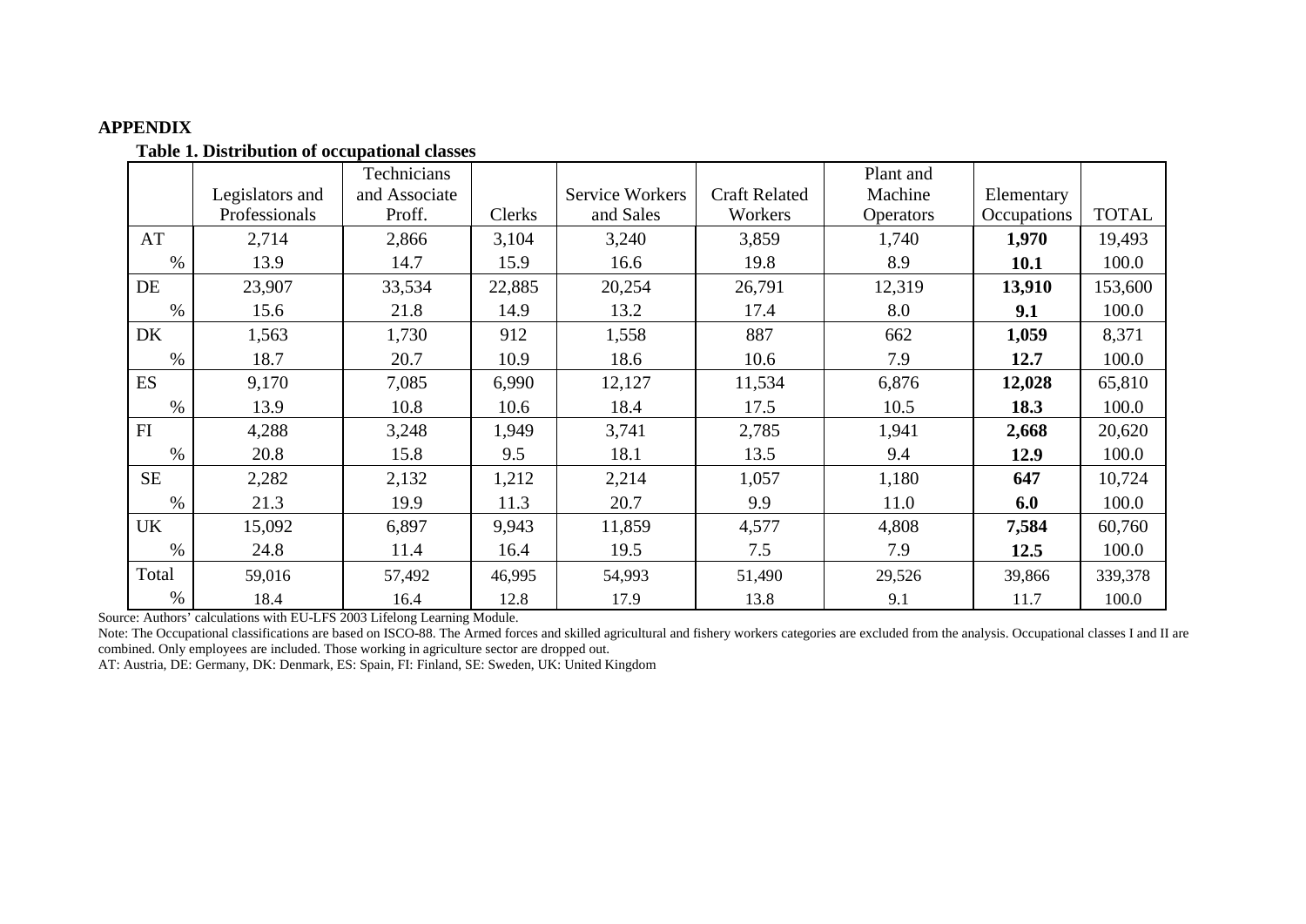**APPENDIX**

**Table 1. Distribution of occupational classes**

| | Legislators and Professionals | Technicians and Associate Proff. | Clerks | Service Workers and Sales | Craft Related Workers | Plant and Machine Operators | Elementary Occupations | TOTAL |
|---|---|---|---|---|---|---|---|---|
| AT | 2,714 | 2,866 | 3,104 | 3,240 | 3,859 | 1,740 | **1,970** | 19,493 |
| % | 13.9 | 14.7 | 15.9 | 16.6 | 19.8 | 8.9 | **10.1** | 100.0 |
| DE | 23,907 | 33,534 | 22,885 | 20,254 | 26,791 | 12,319 | **13,910** | 153,600 |
| % | 15.6 | 21.8 | 14.9 | 13.2 | 17.4 | 8.0 | **9.1** | 100.0 |
| DK | 1,563 | 1,730 | 912 | 1,558 | 887 | 662 | **1,059** | 8,371 |
| % | 18.7 | 20.7 | 10.9 | 18.6 | 10.6 | 7.9 | **12.7** | 100.0 |
| ES | 9,170 | 7,085 | 6,990 | 12,127 | 11,534 | 6,876 | **12,028** | 65,810 |
| % | 13.9 | 10.8 | 10.6 | 18.4 | 17.5 | 10.5 | **18.3** | 100.0 |
| FI | 4,288 | 3,248 | 1,949 | 3,741 | 2,785 | 1,941 | **2,668** | 20,620 |
| % | 20.8 | 15.8 | 9.5 | 18.1 | 13.5 | 9.4 | **12.9** | 100.0 |
| SE | 2,282 | 2,132 | 1,212 | 2,214 | 1,057 | 1,180 | **647** | 10,724 |
| % | 21.3 | 19.9 | 11.3 | 20.7 | 9.9 | 11.0 | **6.0** | 100.0 |
| UK | 15,092 | 6,897 | 9,943 | 11,859 | 4,577 | 4,808 | **7,584** | 60,760 |
| % | 24.8 | 11.4 | 16.4 | 19.5 | 7.5 | 7.9 | **12.5** | 100.0 |
| Total | 59,016 | 57,492 | 46,995 | 54,993 | 51,490 | 29,526 | 39,866 | 339,378 |
| % | 18.4 | 16.4 | 12.8 | 17.9 | 13.8 | 9.1 | 11.7 | 100.0 |

Source: Authors' calculations with EU-LFS 2003 Lifelong Learning Module.

Note: The Occupational classifications are based on ISCO-88. The Armed forces and skilled agricultural and fishery workers categories are excluded from the analysis. Occupational classes I and II are combined. Only employees are included. Those working in agriculture sector are dropped out.

AT: Austria, DE: Germany, DK: Denmark, ES: Spain, FI: Finland, SE: Sweden, UK: United Kingdom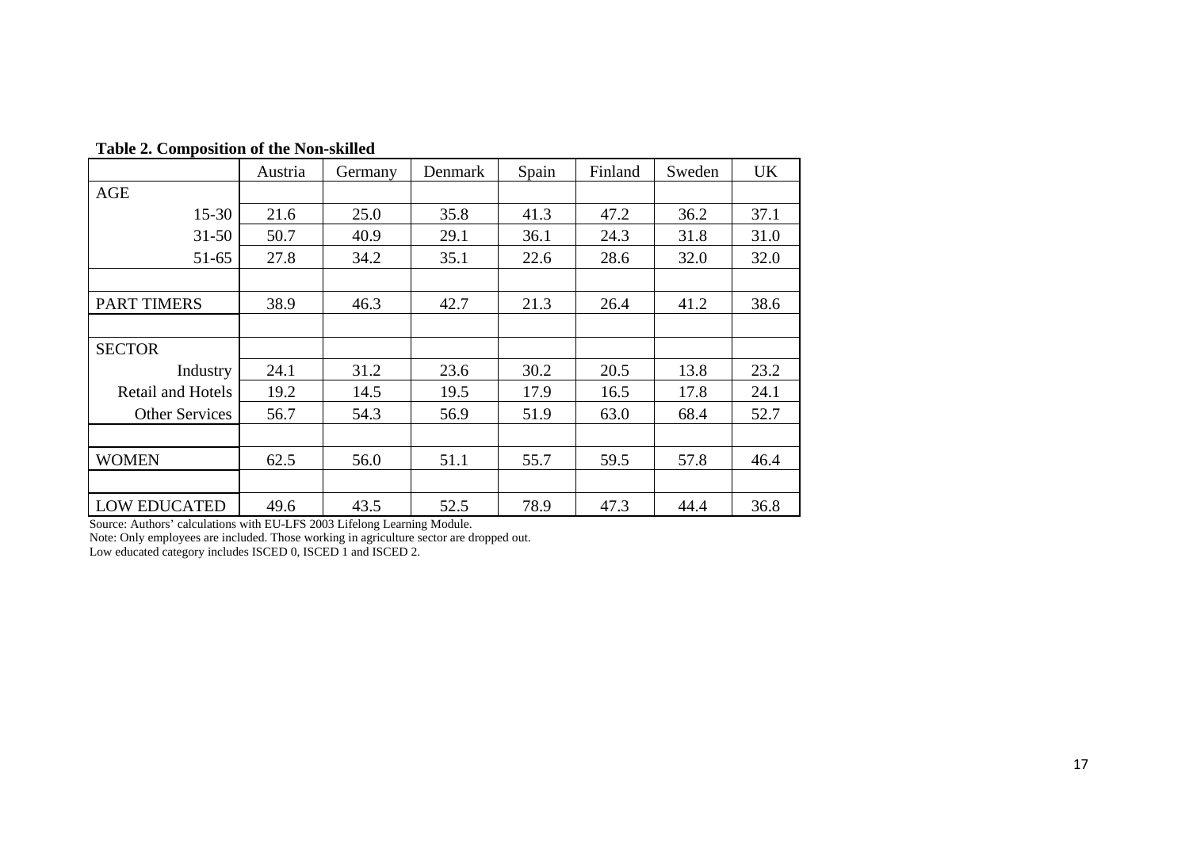**Table 2. Composition of the Non-skilled**

| | Austria | Germany | Denmark | Spain | Finland | Sweden | UK |
|---|---|---|---|---|---|---|---|
| AGE | | | | | | | |
| 15-30 | 21.6 | 25.0 | 35.8 | 41.3 | 47.2 | 36.2 | 37.1 |
| 31-50 | 50.7 | 40.9 | 29.1 | 36.1 | 24.3 | 31.8 | 31.0 |
| 51-65 | 27.8 | 34.2 | 35.1 | 22.6 | 28.6 | 32.0 | 32.0 |
| | | | | | | | |
| PART TIMERS | 38.9 | 46.3 | 42.7 | 21.3 | 26.4 | 41.2 | 38.6 |
| | | | | | | | |
| SECTOR | | | | | | | |
| Industry | 24.1 | 31.2 | 23.6 | 30.2 | 20.5 | 13.8 | 23.2 |
| Retail and Hotels | 19.2 | 14.5 | 19.5 | 17.9 | 16.5 | 17.8 | 24.1 |
| Other Services | 56.7 | 54.3 | 56.9 | 51.9 | 63.0 | 68.4 | 52.7 |
| | | | | | | | |
| WOMEN | 62.5 | 56.0 | 51.1 | 55.7 | 59.5 | 57.8 | 46.4 |
| | | | | | | | |
| LOW EDUCATED | 49.6 | 43.5 | 52.5 | 78.9 | 47.3 | 44.4 | 36.8 |

Source: Authors' calculations with EU-LFS 2003 Lifelong Learning Module.
Note: Only employees are included. Those working in agriculture sector are dropped out.
Low educated category includes ISCED 0, ISCED 1 and ISCED 2.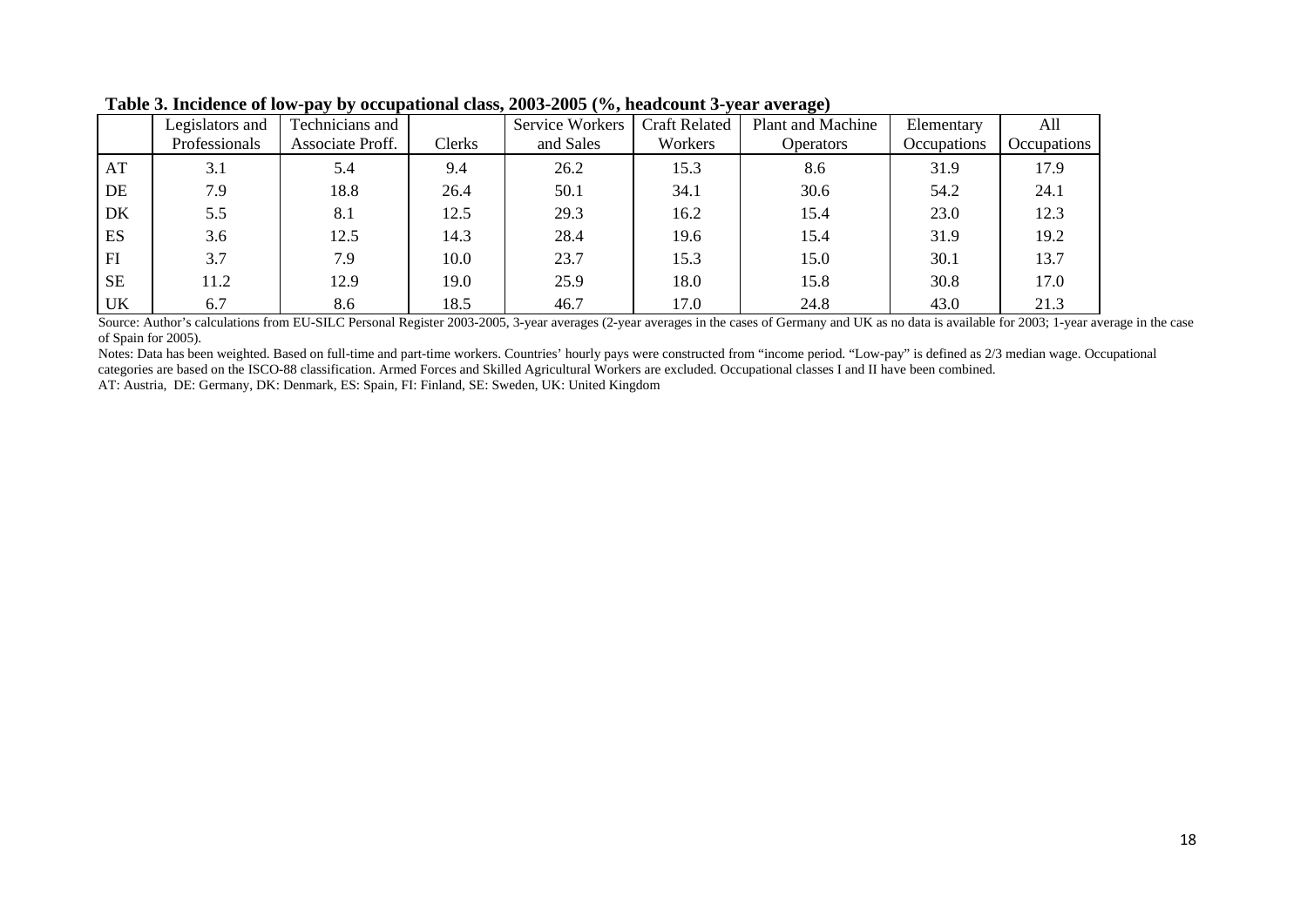**Table 3. Incidence of low-pay by occupational class, 2003-2005 (%, headcount 3-year average)**

| | Legislators and Professionals | Technicians and Associate Proff. | Clerks | Service Workers and Sales | Craft Related Workers | Plant and Machine Operators | Elementary Occupations | All Occupations |
|---|---|---|---|---|---|---|---|---|
| AT | 3.1 | 5.4 | 9.4 | 26.2 | 15.3 | 8.6 | 31.9 | 17.9 |
| DE | 7.9 | 18.8 | 26.4 | 50.1 | 34.1 | 30.6 | 54.2 | 24.1 |
| DK | 5.5 | 8.1 | 12.5 | 29.3 | 16.2 | 15.4 | 23.0 | 12.3 |
| ES | 3.6 | 12.5 | 14.3 | 28.4 | 19.6 | 15.4 | 31.9 | 19.2 |
| FI | 3.7 | 7.9 | 10.0 | 23.7 | 15.3 | 15.0 | 30.1 | 13.7 |
| SE | 11.2 | 12.9 | 19.0 | 25.9 | 18.0 | 15.8 | 30.8 | 17.0 |
| UK | 6.7 | 8.6 | 18.5 | 46.7 | 17.0 | 24.8 | 43.0 | 21.3 |

Source: Author's calculations from EU-SILC Personal Register 2003-2005, 3-year averages (2-year averages in the cases of Germany and UK as no data is available for 2003; 1-year average in the case of Spain for 2005).

Notes: Data has been weighted. Based on full-time and part-time workers. Countries' hourly pays were constructed from "income period. "Low-pay" is defined as 2/3 median wage. Occupational categories are based on the ISCO-88 classification. Armed Forces and Skilled Agricultural Workers are excluded. Occupational classes I and II have been combined.

AT: Austria, DE: Germany, DK: Denmark, ES: Spain, FI: Finland, SE: Sweden, UK: United Kingdom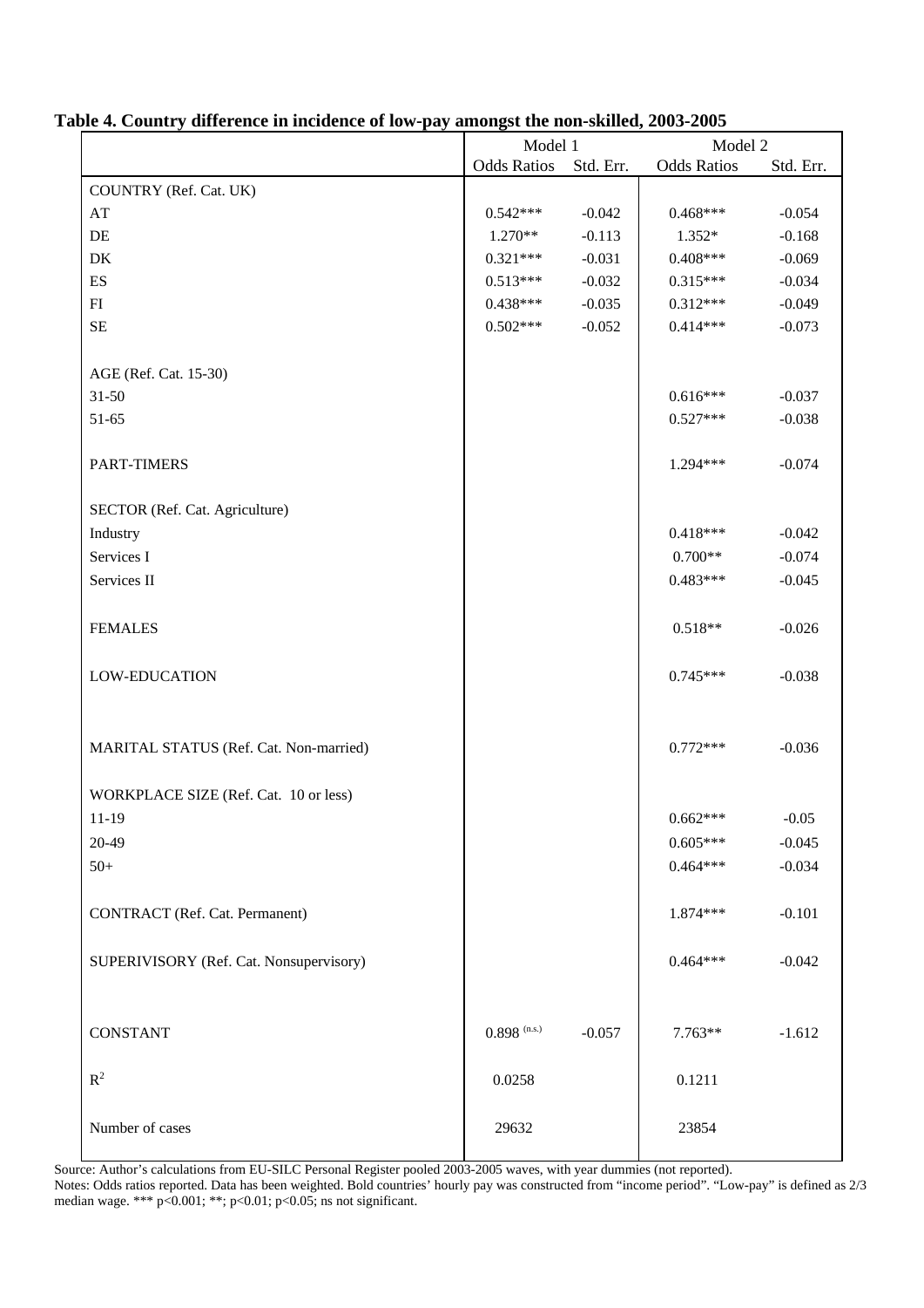**Table 4. Country difference in incidence of low-pay amongst the non-skilled, 2003-2005**

| | Model 1 | | Model 2 | |
|---|---|---|---|---|
| | Odds Ratios | Std. Err. | Odds Ratios | Std. Err. |
| COUNTRY (Ref. Cat. UK) | | | | |
| AT | 0.542*** | -0.042 | 0.468*** | -0.054 |
| DE | 1.270** | -0.113 | 1.352* | -0.168 |
| DK | 0.321*** | -0.031 | 0.408*** | -0.069 |
| ES | 0.513*** | -0.032 | 0.315*** | -0.034 |
| FI | 0.438*** | -0.035 | 0.312*** | -0.049 |
| SE | 0.502*** | -0.052 | 0.414*** | -0.073 |
| AGE (Ref. Cat. 15-30) | | | | |
| 31-50 | | | 0.616*** | -0.037 |
| 51-65 | | | 0.527*** | -0.038 |
| PART-TIMERS | | | 1.294*** | -0.074 |
| SECTOR (Ref. Cat. Agriculture) | | | | |
| Industry | | | 0.418*** | -0.042 |
| Services I | | | 0.700** | -0.074 |
| Services II | | | 0.483*** | -0.045 |
| FEMALES | | | 0.518** | -0.026 |
| LOW-EDUCATION | | | 0.745*** | -0.038 |
| MARITAL STATUS (Ref. Cat. Non-married) | | | 0.772*** | -0.036 |
| WORKPLACE SIZE (Ref. Cat. 10 or less) | | | | |
| 11-19 | | | 0.662*** | -0.05 |
| 20-49 | | | 0.605*** | -0.045 |
| 50+ | | | 0.464*** | -0.034 |
| CONTRACT (Ref. Cat. Permanent) | | | 1.874*** | -0.101 |
| SUPERIVISORY (Ref. Cat. Nonsupervisory) | | | 0.464*** | -0.042 |
| CONSTANT | 0.898 (n.s.) | -0.057 | 7.763** | -1.612 |
| $R^2$ | 0.0258 | | 0.1211 | |
| Number of cases | 29632 | | 23854 | |

Source: Author's calculations from EU-SILC Personal Register pooled 2003-2005 waves, with year dummies (not reported).
Notes: Odds ratios reported. Data has been weighted. Bold countries' hourly pay was constructed from "income period". "Low-pay" is defined as 2/3 median wage. *** p<0.001; **; p<0.01; p<0.05; ns not significant.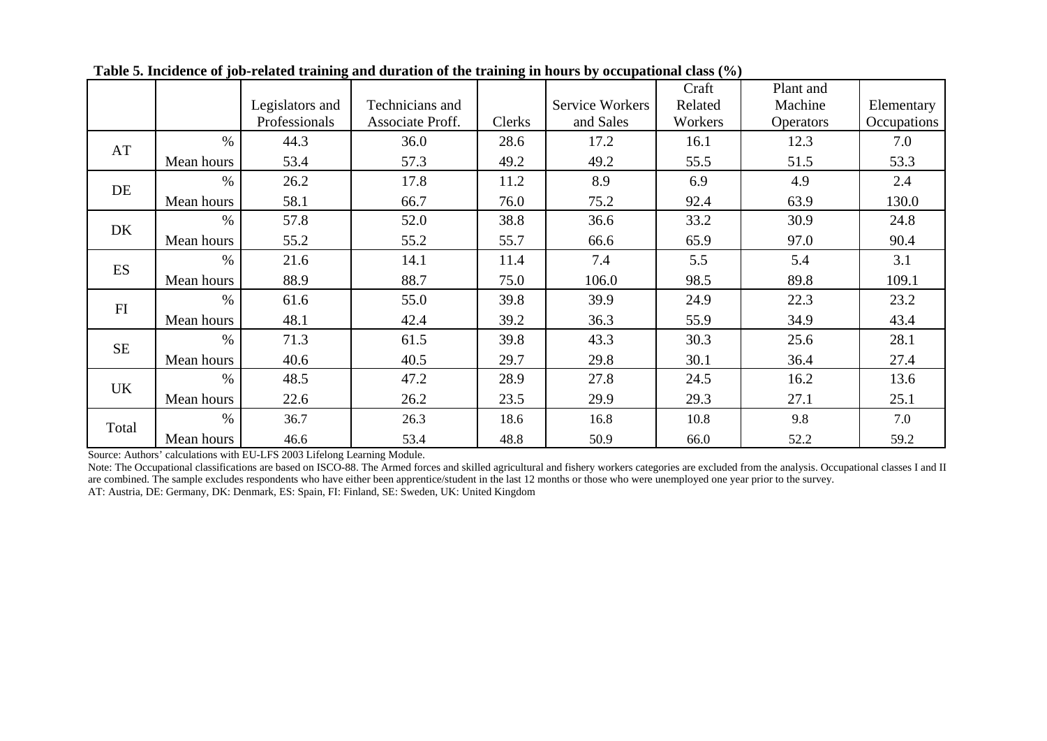**Table 5. Incidence of job-related training and duration of the training in hours by occupational class (%)**

| | | Legislators and Professionals | Technicians and Associate Proff. | Clerks | Service Workers and Sales | Craft Related Workers | Plant and Machine Operators | Elementary Occupations |
|---|---|---|---|---|---|---|---|---|
| AT | % | 44.3 | 36.0 | 28.6 | 17.2 | 16.1 | 12.3 | 7.0 |
| | Mean hours | 53.4 | 57.3 | 49.2 | 49.2 | 55.5 | 51.5 | 53.3 |
| DE | % | 26.2 | 17.8 | 11.2 | 8.9 | 6.9 | 4.9 | 2.4 |
| | Mean hours | 58.1 | 66.7 | 76.0 | 75.2 | 92.4 | 63.9 | 130.0 |
| DK | % | 57.8 | 52.0 | 38.8 | 36.6 | 33.2 | 30.9 | 24.8 |
| | Mean hours | 55.2 | 55.2 | 55.7 | 66.6 | 65.9 | 97.0 | 90.4 |
| ES | % | 21.6 | 14.1 | 11.4 | 7.4 | 5.5 | 5.4 | 3.1 |
| | Mean hours | 88.9 | 88.7 | 75.0 | 106.0 | 98.5 | 89.8 | 109.1 |
| FI | % | 61.6 | 55.0 | 39.8 | 39.9 | 24.9 | 22.3 | 23.2 |
| | Mean hours | 48.1 | 42.4 | 39.2 | 36.3 | 55.9 | 34.9 | 43.4 |
| SE | % | 71.3 | 61.5 | 39.8 | 43.3 | 30.3 | 25.6 | 28.1 |
| | Mean hours | 40.6 | 40.5 | 29.7 | 29.8 | 30.1 | 36.4 | 27.4 |
| UK | % | 48.5 | 47.2 | 28.9 | 27.8 | 24.5 | 16.2 | 13.6 |
| | Mean hours | 22.6 | 26.2 | 23.5 | 29.9 | 29.3 | 27.1 | 25.1 |
| Total | % | 36.7 | 26.3 | 18.6 | 16.8 | 10.8 | 9.8 | 7.0 |
| | Mean hours | 46.6 | 53.4 | 48.8 | 50.9 | 66.0 | 52.2 | 59.2 |

Source: Authors' calculations with EU-LFS 2003 Lifelong Learning Module.

Note: The Occupational classifications are based on ISCO-88. The Armed forces and skilled agricultural and fishery workers categories are excluded from the analysis. Occupational classes I and II are combined. The sample excludes respondents who have either been apprentice/student in the last 12 months or those who were unemployed one year prior to the survey.

AT: Austria, DE: Germany, DK: Denmark, ES: Spain, FI: Finland, SE: Sweden, UK: United Kingdom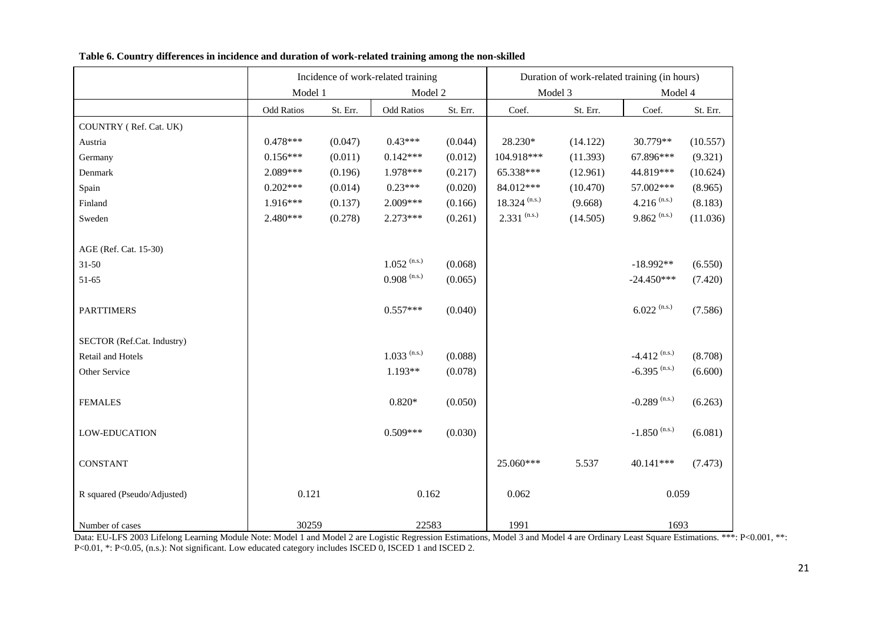**Table 6. Country differences in incidence and duration of work-related training among the non-skilled**

| | Incidence of work-related training | | | | Duration of work-related training (in hours) | | | |
|---|---|---|---|---|---|---|---|---|
| | Model 1 | | Model 2 | | Model 3 | | Model 4 | |
| | Odd Ratios | St. Err. | Odd Ratios | St. Err. | Coef. | St. Err. | Coef. | St. Err. |
| COUNTRY ( Ref. Cat. UK) | | | | | | | | |
| Austria | 0.478*** | (0.047) | 0.43*** | (0.044) | 28.230* | (14.122) | 30.779** | (10.557) |
| Germany | 0.156*** | (0.011) | 0.142*** | (0.012) | 104.918*** | (11.393) | 67.896*** | (9.321) |
| Denmark | 2.089*** | (0.196) | 1.978*** | (0.217) | 65.338*** | (12.961) | 44.819*** | (10.624) |
| Spain | 0.202*** | (0.014) | 0.23*** | (0.020) | 84.012*** | (10.470) | 57.002*** | (8.965) |
| Finland | 1.916*** | (0.137) | 2.009*** | (0.166) | 18.324 (n.s.) | (9.668) | 4.216 (n.s.) | (8.183) |
| Sweden | 2.480*** | (0.278) | 2.273*** | (0.261) | 2.331 (n.s.) | (14.505) | 9.862 (n.s.) | (11.036) |
| AGE (Ref. Cat. 15-30) | | | | | | | | |
| 31-50 | | | 1.052 (n.s.) | (0.068) | | | -18.992** | (6.550) |
| 51-65 | | | 0.908 (n.s.) | (0.065) | | | -24.450*** | (7.420) |
| PARTTIMERS | | | 0.557*** | (0.040) | | | 6.022 (n.s.) | (7.586) |
| SECTOR (Ref.Cat. Industry) | | | | | | | | |
| Retail and Hotels | | | 1.033 (n.s.) | (0.088) | | | -4.412 (n.s.) | (8.708) |
| Other Service | | | 1.193** | (0.078) | | | -6.395 (n.s.) | (6.600) |
| FEMALES | | | 0.820* | (0.050) | | | -0.289 (n.s.) | (6.263) |
| LOW-EDUCATION | | | 0.509*** | (0.030) | | | -1.850 (n.s.) | (6.081) |
| CONSTANT | | | | | 25.060*** | 5.537 | 40.141*** | (7.473) |
| R squared (Pseudo/Adjusted) | 0.121 | | 0.162 | | 0.062 | | 0.059 | |
| Number of cases | 30259 | | 22583 | | 1991 | | 1693 | |

Data: EU-LFS 2003 Lifelong Learning Module Note: Model 1 and Model 2 are Logistic Regression Estimations, Model 3 and Model 4 are Ordinary Least Square Estimations. ***: P<0.001, **: P<0.01, *: P<0.05, (n.s.): Not significant. Low educated category includes ISCED 0, ISCED 1 and ISCED 2.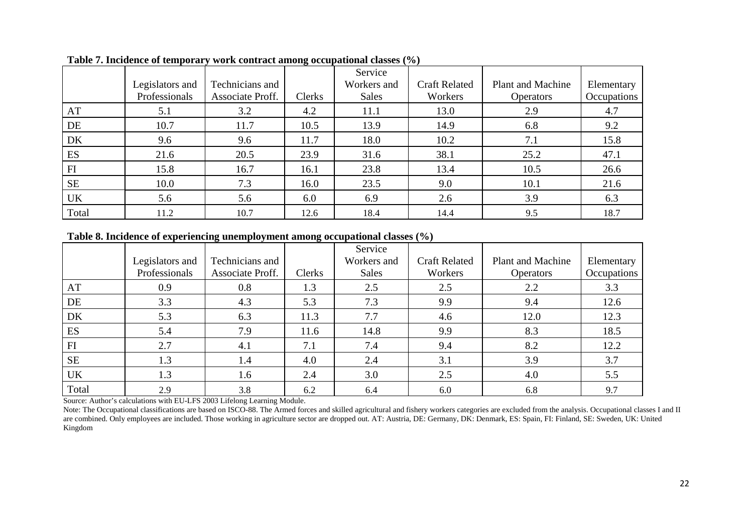**Table 7. Incidence of temporary work contract among occupational classes (%)**

| | Legislators and Professionals | Technicians and Associate Proff. | Clerks | Service Workers and Sales | Craft Related Workers | Plant and Machine Operators | Elementary Occupations |
|---|---|---|---|---|---|---|---|
| AT | 5.1 | 3.2 | 4.2 | 11.1 | 13.0 | 2.9 | 4.7 |
| DE | 10.7 | 11.7 | 10.5 | 13.9 | 14.9 | 6.8 | 9.2 |
| DK | 9.6 | 9.6 | 11.7 | 18.0 | 10.2 | 7.1 | 15.8 |
| ES | 21.6 | 20.5 | 23.9 | 31.6 | 38.1 | 25.2 | 47.1 |
| FI | 15.8 | 16.7 | 16.1 | 23.8 | 13.4 | 10.5 | 26.6 |
| SE | 10.0 | 7.3 | 16.0 | 23.5 | 9.0 | 10.1 | 21.6 |
| UK | 5.6 | 5.6 | 6.0 | 6.9 | 2.6 | 3.9 | 6.3 |
| Total | 11.2 | 10.7 | 12.6 | 18.4 | 14.4 | 9.5 | 18.7 |

**Table 8. Incidence of experiencing unemployment among occupational classes (%)**

| | Legislators and Professionals | Technicians and Associate Proff. | Clerks | Service Workers and Sales | Craft Related Workers | Plant and Machine Operators | Elementary Occupations |
|---|---|---|---|---|---|---|---|
| AT | 0.9 | 0.8 | 1.3 | 2.5 | 2.5 | 2.2 | 3.3 |
| DE | 3.3 | 4.3 | 5.3 | 7.3 | 9.9 | 9.4 | 12.6 |
| DK | 5.3 | 6.3 | 11.3 | 7.7 | 4.6 | 12.0 | 12.3 |
| ES | 5.4 | 7.9 | 11.6 | 14.8 | 9.9 | 8.3 | 18.5 |
| FI | 2.7 | 4.1 | 7.1 | 7.4 | 9.4 | 8.2 | 12.2 |
| SE | 1.3 | 1.4 | 4.0 | 2.4 | 3.1 | 3.9 | 3.7 |
| UK | 1.3 | 1.6 | 2.4 | 3.0 | 2.5 | 4.0 | 5.5 |
| Total | 2.9 | 3.8 | 6.2 | 6.4 | 6.0 | 6.8 | 9.7 |

Source: Author's calculations with EU-LFS 2003 Lifelong Learning Module.

Note: The Occupational classifications are based on ISCO-88. The Armed forces and skilled agricultural and fishery workers categories are excluded from the analysis. Occupational classes I and II are combined. Only employees are included. Those working in agriculture sector are dropped out. AT: Austria, DE: Germany, DK: Denmark, ES: Spain, FI: Finland, SE: Sweden, UK: United Kingdom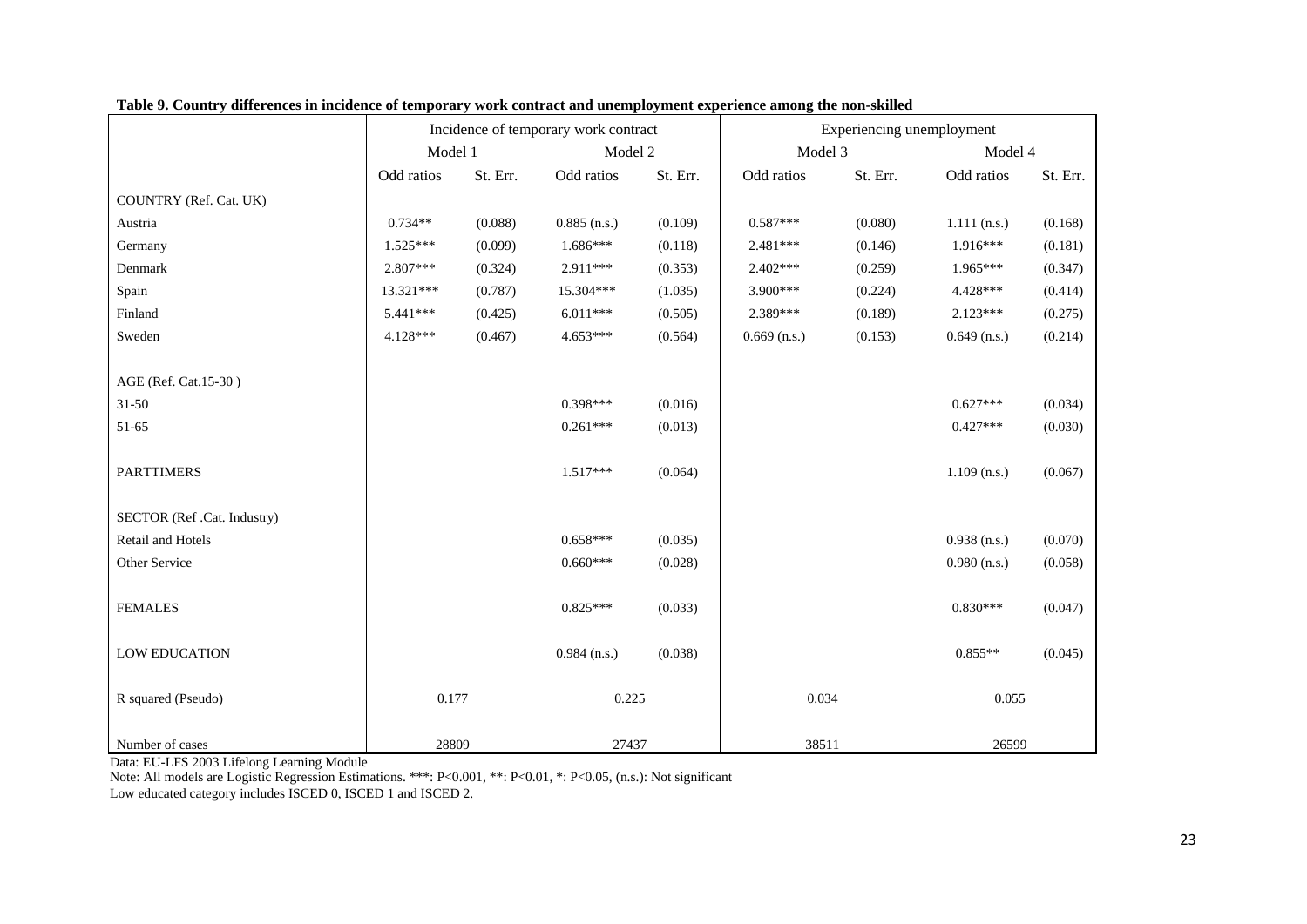**Table 9. Country differences in incidence of temporary work contract and unemployment experience among the non-skilled**

| | Incidence of temporary work contract | | | | Experiencing unemployment | | | |
|---|---|---|---|---|---|---|---|---|
| | Model 1 | | Model 2 | | Model 3 | | Model 4 | |
| | Odd ratios | St. Err. | Odd ratios | St. Err. | Odd ratios | St. Err. | Odd ratios | St. Err. |
| COUNTRY (Ref. Cat. UK) | | | | | | | | |
| Austria | 0.734** | (0.088) | 0.885 (n.s.) | (0.109) | 0.587*** | (0.080) | 1.111 (n.s.) | (0.168) |
| Germany | 1.525*** | (0.099) | 1.686*** | (0.118) | 2.481*** | (0.146) | 1.916*** | (0.181) |
| Denmark | 2.807*** | (0.324) | 2.911*** | (0.353) | 2.402*** | (0.259) | 1.965*** | (0.347) |
| Spain | 13.321*** | (0.787) | 15.304*** | (1.035) | 3.900*** | (0.224) | 4.428*** | (0.414) |
| Finland | 5.441*** | (0.425) | 6.011*** | (0.505) | 2.389*** | (0.189) | 2.123*** | (0.275) |
| Sweden | 4.128*** | (0.467) | 4.653*** | (0.564) | 0.669 (n.s.) | (0.153) | 0.649 (n.s.) | (0.214) |
| AGE (Ref. Cat.15-30 ) | | | | | | | | |
| 31-50 | | | 0.398*** | (0.016) | | | 0.627*** | (0.034) |
| 51-65 | | | 0.261*** | (0.013) | | | 0.427*** | (0.030) |
| PARTTIMERS | | | 1.517*** | (0.064) | | | 1.109 (n.s.) | (0.067) |
| SECTOR (Ref .Cat. Industry) | | | | | | | | |
| Retail and Hotels | | | 0.658*** | (0.035) | | | 0.938 (n.s.) | (0.070) |
| Other Service | | | 0.660*** | (0.028) | | | 0.980 (n.s.) | (0.058) |
| FEMALES | | | 0.825*** | (0.033) | | | 0.830*** | (0.047) |
| LOW EDUCATION | | | 0.984 (n.s.) | (0.038) | | | 0.855** | (0.045) |
| R squared (Pseudo) | 0.177 | | 0.225 | | 0.034 | | 0.055 | |
| Number of cases | 28809 | | 27437 | | 38511 | | 26599 | |

Data: EU-LFS 2003 Lifelong Learning Module

Note: All models are Logistic Regression Estimations. ***: P<0.001, **: P<0.01, *: P<0.05, (n.s.): Not significant

Low educated category includes ISCED 0, ISCED 1 and ISCED 2.